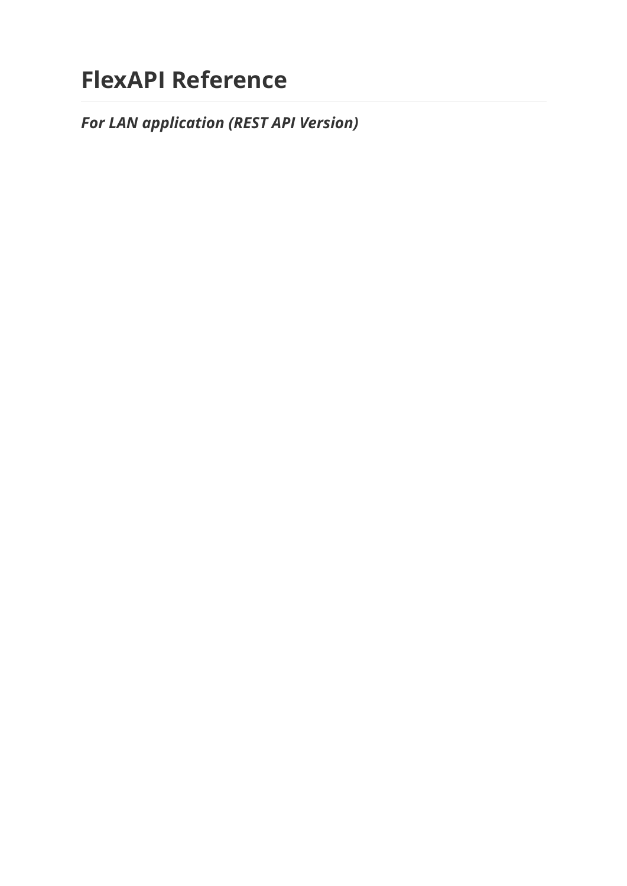# FlexAPI Reference

## *For LAN application (REST API Version)*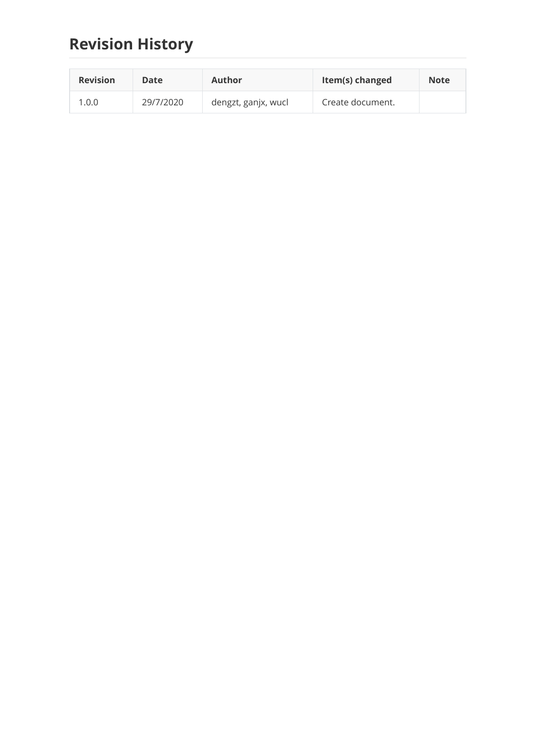# Revision History

| Revision | Date | Author | Item(s) changed | Note |
| --- | --- | --- | --- | --- |
| 1.0.0 | 29/7/2020 | dengzt, ganjx, wucl | Create document. | |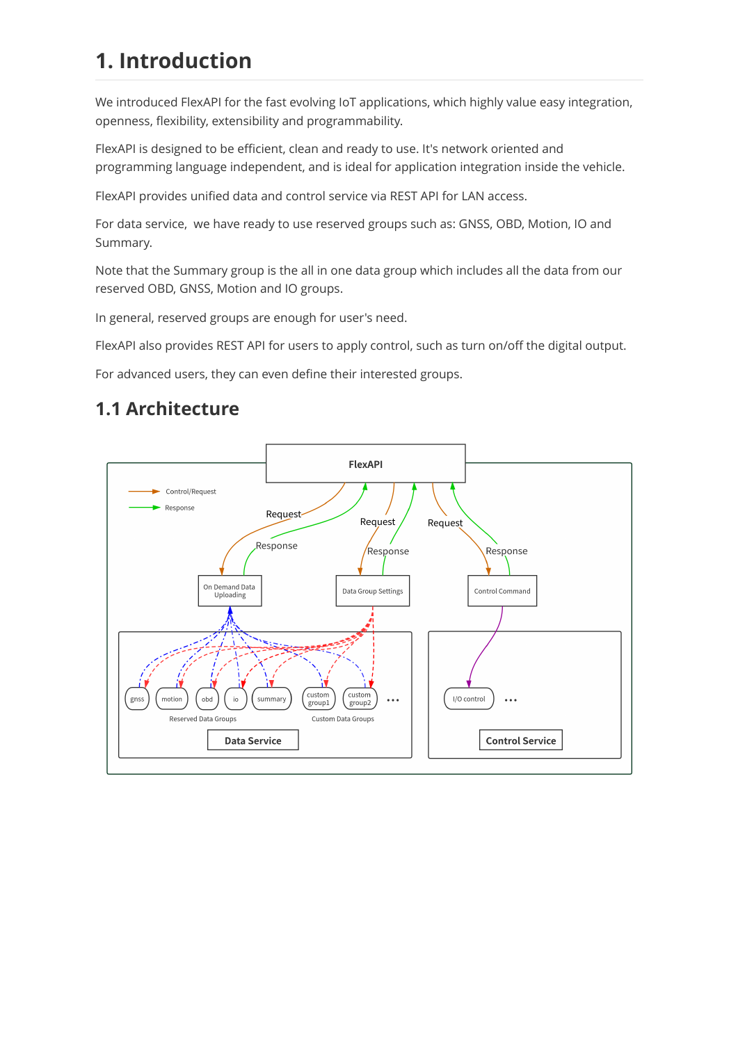# 1. Introduction

We introduced FlexAPI for the fast evolving IoT applications, which highly value easy integration, openness, flexibility, extensibility and programmability.

FlexAPI is designed to be efficient, clean and ready to use. It's network oriented and programming language independent, and is ideal for application integration inside the vehicle.

FlexAPI provides unified data and control service via REST API for LAN access.

For data service,  we have ready to use reserved groups such as: GNSS, OBD, Motion, IO and Summary.

Note that the Summary group is the all in one data group which includes all the data from our reserved OBD, GNSS, Motion and IO groups.

In general, reserved groups are enough for user's need.

FlexAPI also provides REST API for users to apply control, such as turn on/off the digital output.

For advanced users, they can even define their interested groups.

## 1.1 Architecture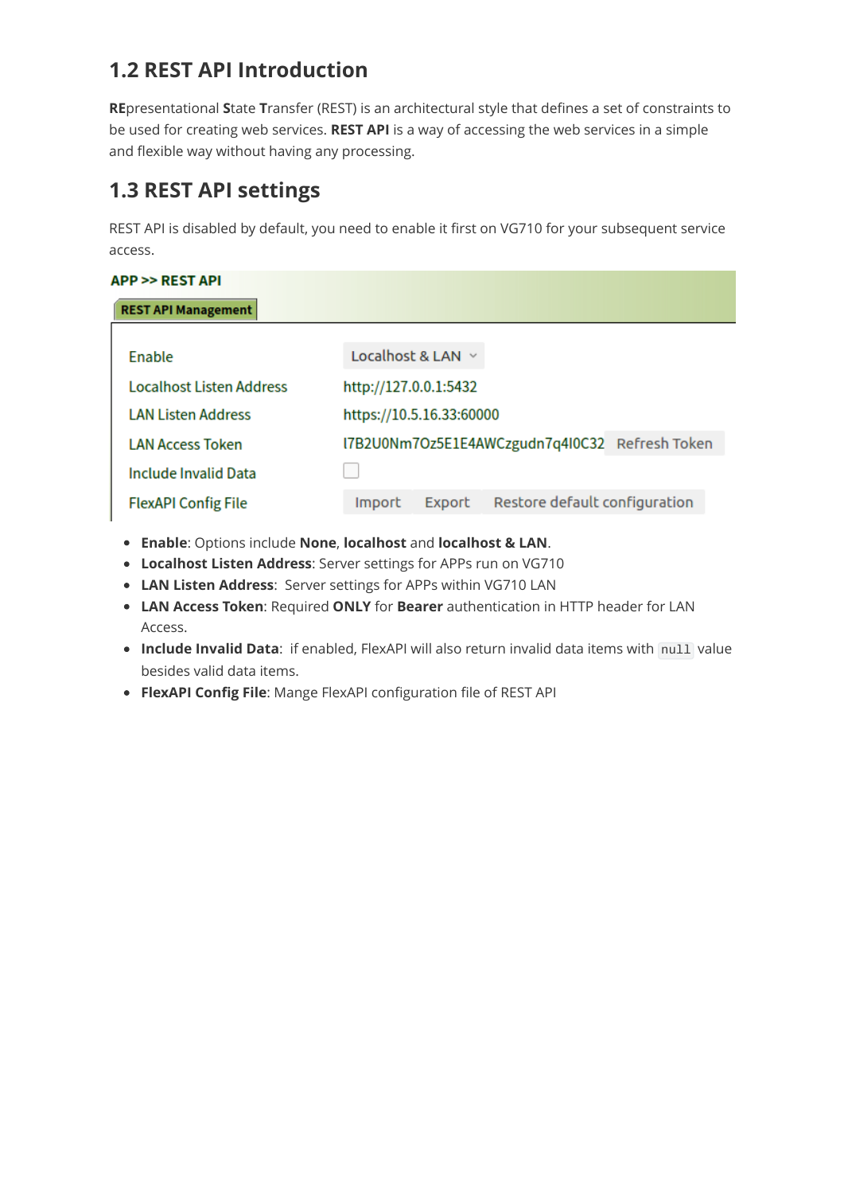## 1.2 REST API Introduction

**RE**presentational **S**tate **T**ransfer (REST) is an architectural style that defines a set of constraints to be used for creating web services. **REST API** is a way of accessing the web services in a simple and flexible way without having any processing.

## 1.3 REST API settings

REST API is disabled by default, you need to enable it first on VG710 for your subsequent service access.

**APP >> REST API**

**REST API Management**

| | |
|---|---|
| Enable | Localhost & LAN |
| Localhost Listen Address | http://127.0.0.1:5432 |
| LAN Listen Address | https://10.5.16.33:60000 |
| LAN Access Token | I7B2U0Nm7Oz5E1E4AWCzgudn7q4I0C32 Refresh Token |
| Include Invalid Data | ☐ |
| FlexAPI Config File | Import Export Restore default configuration |

- **Enable**: Options include **None**, **localhost** and **localhost & LAN**.
- **Localhost Listen Address**: Server settings for APPs run on VG710
- **LAN Listen Address**: Server settings for APPs within VG710 LAN
- **LAN Access Token**: Required **ONLY** for **Bearer** authentication in HTTP header for LAN Access.
- **Include Invalid Data**: if enabled, FlexAPI will also return invalid data items with `null` value besides valid data items.
- **FlexAPI Config File**: Mange FlexAPI configuration file of REST API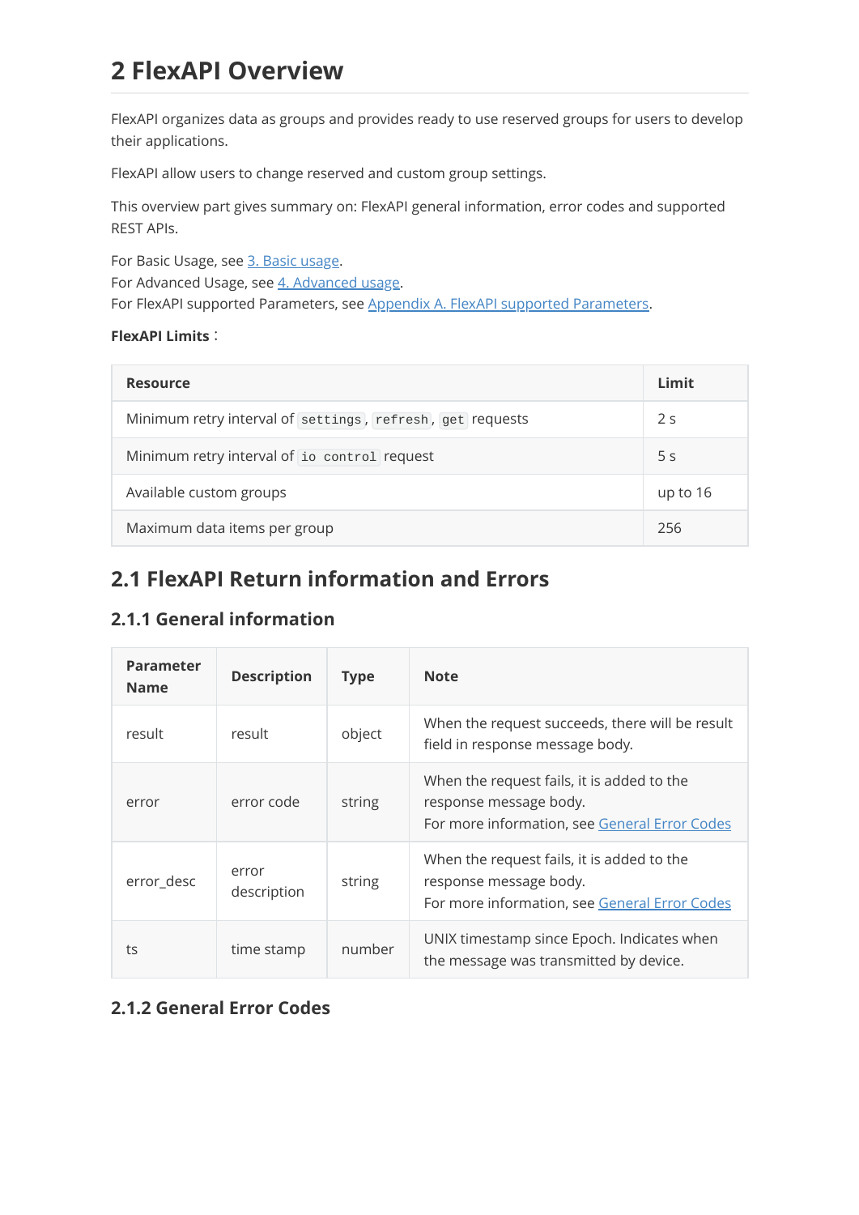# 2 FlexAPI Overview

FlexAPI organizes data as groups and provides ready to use reserved groups for users to develop their applications.

FlexAPI allow users to change reserved and custom group settings.

This overview part gives summary on: FlexAPI general information, error codes and supported REST APIs.

For Basic Usage, see [3. Basic usage](#).
For Advanced Usage, see [4. Advanced usage](#).
For FlexAPI supported Parameters, see [Appendix A. FlexAPI supported Parameters](#).

**FlexAPI Limits**：

| Resource | Limit |
|---|---|
| Minimum retry interval of `settings`, `refresh`, `get` requests | 2 s |
| Minimum retry interval of `io control` request | 5 s |
| Available custom groups | up to 16 |
| Maximum data items per group | 256 |

## 2.1 FlexAPI Return information and Errors

### 2.1.1 General information

| Parameter Name | Description | Type | Note |
|---|---|---|---|
| result | result | object | When the request succeeds, there will be result field in response message body. |
| error | error code | string | When the request fails, it is added to the response message body.<br>For more information, see [General Error Codes](#) |
| error_desc | error description | string | When the request fails, it is added to the response message body.<br>For more information, see [General Error Codes](#) |
| ts | time stamp | number | UNIX timestamp since Epoch. Indicates when the message was transmitted by device. |

### 2.1.2 General Error Codes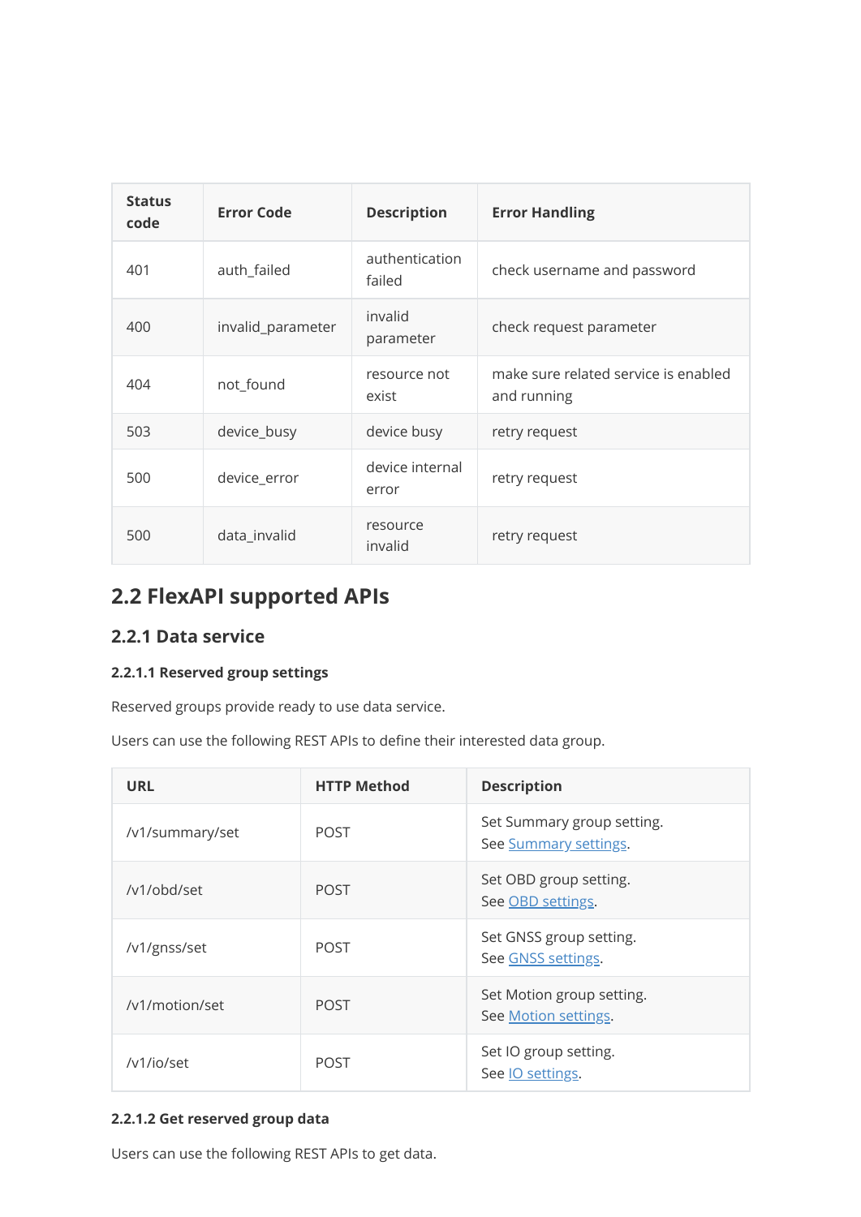| Status code | Error Code | Description | Error Handling |
| --- | --- | --- | --- |
| 401 | auth_failed | authentication failed | check username and password |
| 400 | invalid_parameter | invalid parameter | check request parameter |
| 404 | not_found | resource not exist | make sure related service is enabled and running |
| 503 | device_busy | device busy | retry request |
| 500 | device_error | device internal error | retry request |
| 500 | data_invalid | resource invalid | retry request |

## 2.2 FlexAPI supported APIs

### 2.2.1 Data service

#### 2.2.1.1 Reserved group settings

Reserved groups provide ready to use data service.

Users can use the following REST APIs to define their interested data group.

| URL | HTTP Method | Description |
| --- | --- | --- |
| /v1/summary/set | POST | Set Summary group setting. See Summary settings. |
| /v1/obd/set | POST | Set OBD group setting. See OBD settings. |
| /v1/gnss/set | POST | Set GNSS group setting. See GNSS settings. |
| /v1/motion/set | POST | Set Motion group setting. See Motion settings. |
| /v1/io/set | POST | Set IO group setting. See IO settings. |

#### 2.2.1.2 Get reserved group data

Users can use the following REST APIs to get data.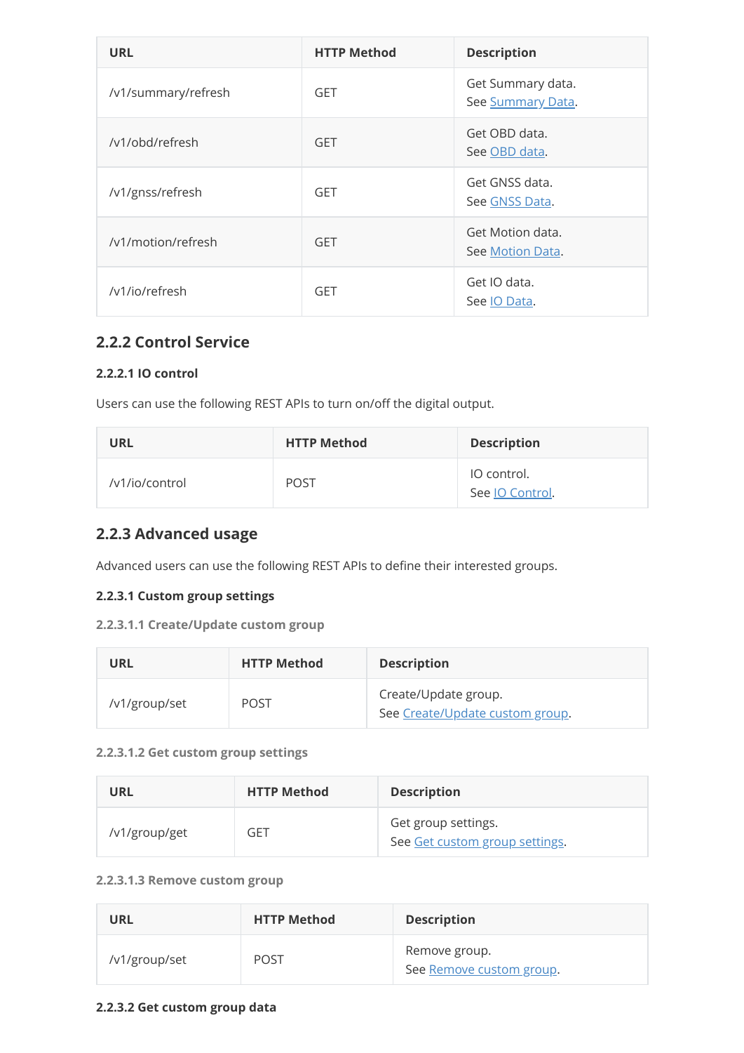| URL | HTTP Method | Description |
| --- | --- | --- |
| /v1/summary/refresh | GET | Get Summary data.<br>See Summary Data. |
| /v1/obd/refresh | GET | Get OBD data.<br>See OBD data. |
| /v1/gnss/refresh | GET | Get GNSS data.<br>See GNSS Data. |
| /v1/motion/refresh | GET | Get Motion data.<br>See Motion Data. |
| /v1/io/refresh | GET | Get IO data.<br>See IO Data. |

### 2.2.2 Control Service

#### 2.2.2.1 IO control

Users can use the following REST APIs to turn on/off the digital output.

| URL | HTTP Method | Description |
| --- | --- | --- |
| /v1/io/control | POST | IO control.<br>See IO Control. |

### 2.2.3 Advanced usage

Advanced users can use the following REST APIs to define their interested groups.

#### 2.2.3.1 Custom group settings

##### 2.2.3.1.1 Create/Update custom group

| URL | HTTP Method | Description |
| --- | --- | --- |
| /v1/group/set | POST | Create/Update group.<br>See Create/Update custom group. |

##### 2.2.3.1.2 Get custom group settings

| URL | HTTP Method | Description |
| --- | --- | --- |
| /v1/group/get | GET | Get group settings.<br>See Get custom group settings. |

##### 2.2.3.1.3 Remove custom group

| URL | HTTP Method | Description |
| --- | --- | --- |
| /v1/group/set | POST | Remove group.<br>See Remove custom group. |

#### 2.2.3.2 Get custom group data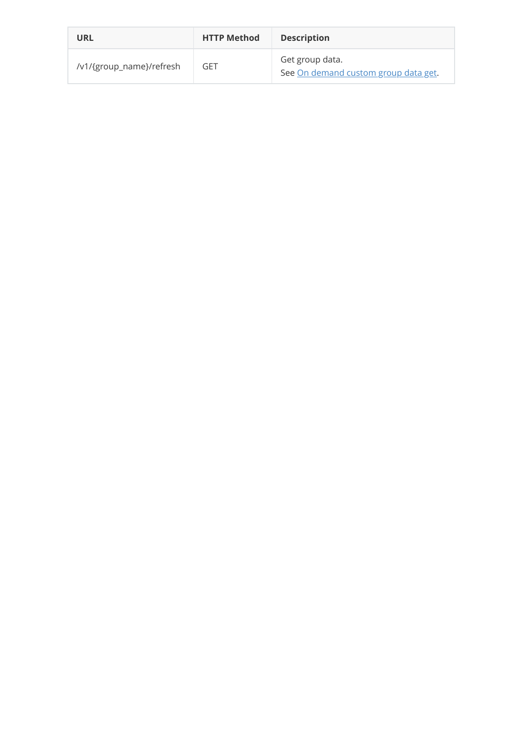| URL | HTTP Method | Description |
| --- | --- | --- |
| /v1/{group_name}/refresh | GET | Get group data.<br>See On demand custom group data get. |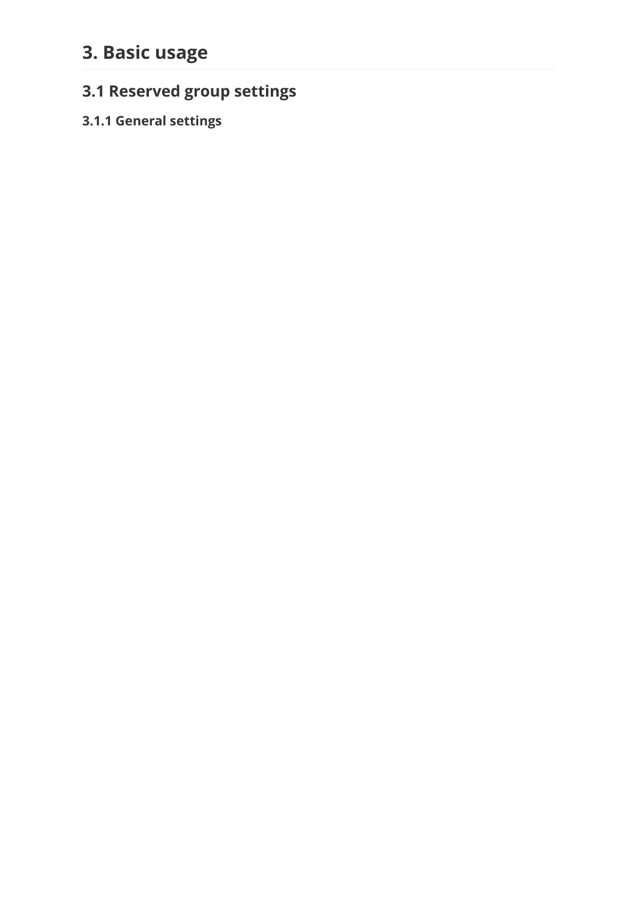# 3. Basic usage

## 3.1 Reserved group settings

### 3.1.1 General settings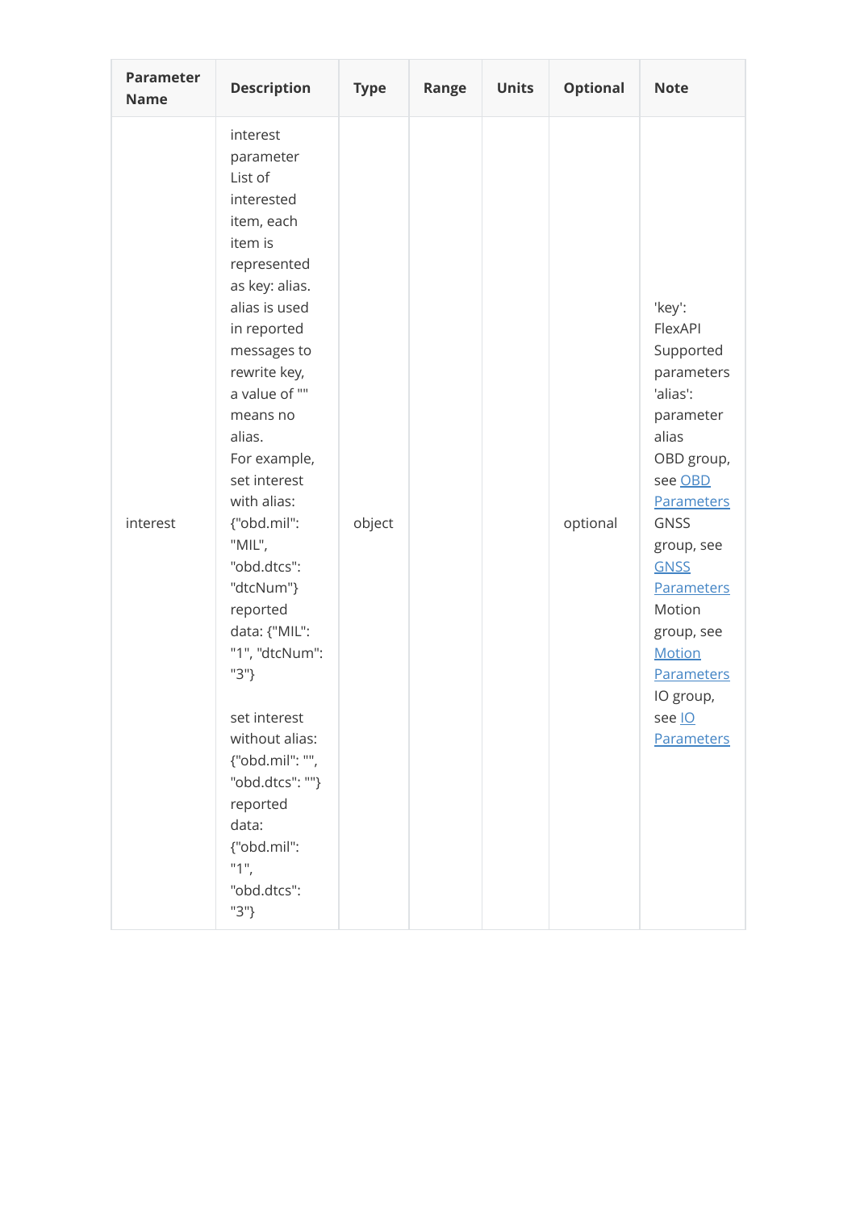| Parameter Name | Description | Type | Range | Units | Optional | Note |
|---|---|---|---|---|---|---|
| interest | interest parameter List of interested item, each item is represented as key: alias. alias is used in reported messages to rewrite key, a value of "" means no alias.<br>For example, set interest with alias: {"obd.mil": "MIL", "obd.dtcs": "dtcNum"} reported data: {"MIL": "1", "dtcNum": "3"}<br><br>set interest without alias: {"obd.mil": "", "obd.dtcs": ""} reported data: {"obd.mil": "1", "obd.dtcs": "3"} | object | | | optional | 'key': FlexAPI Supported parameters 'alias': parameter alias<br>OBD group, see OBD Parameters<br>GNSS group, see GNSS Parameters<br>Motion group, see Motion Parameters<br>IO group, see IO Parameters |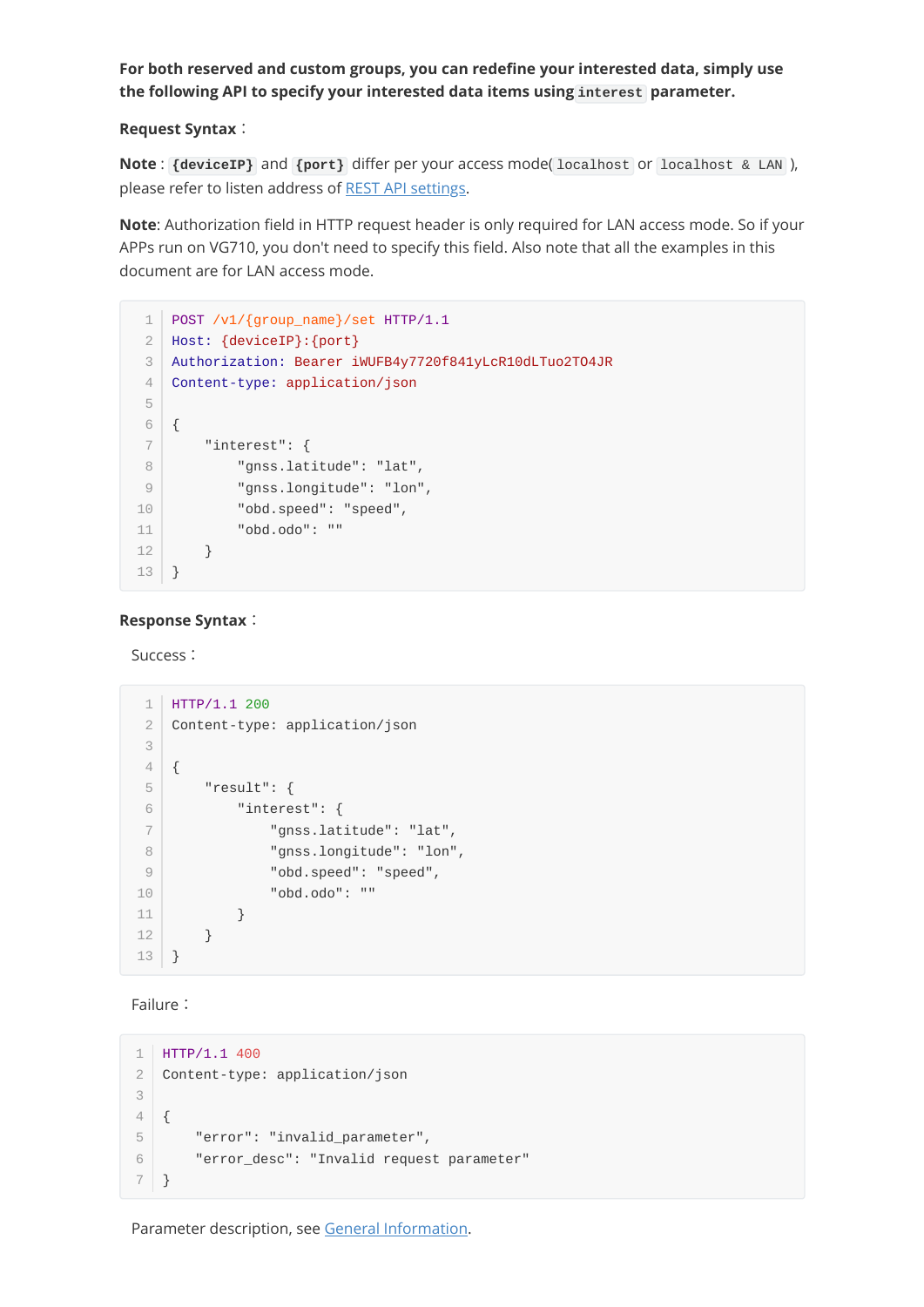**For both reserved and custom groups, you can redefine your interested data, simply use the following API to specify your interested data items using `interest` parameter.**

**Request Syntax**：

**Note**：`{deviceIP}` and `{port}` differ per your access mode(`localhost` or `localhost & LAN`), please refer to listen address of [REST API settings](#).

**Note**: Authorization field in HTTP request header is only required for LAN access mode. So if your APPs run on VG710, you don't need to specify this field. Also note that all the examples in this document are for LAN access mode.

```
POST /v1/{group_name}/set HTTP/1.1
Host: {deviceIP}:{port}
Authorization: Bearer iWUFB4y7720f841yLcR10dLTuo2TO4JR
Content-type: application/json

{
    "interest": {
        "gnss.latitude": "lat",
        "gnss.longitude": "lon",
        "obd.speed": "speed",
        "obd.odo": ""
    }
}
```

**Response Syntax**：

Success：

```
HTTP/1.1 200
Content-type: application/json

{
    "result": {
        "interest": {
            "gnss.latitude": "lat",
            "gnss.longitude": "lon",
            "obd.speed": "speed",
            "obd.odo": ""
        }
    }
}
```

Failure：

```
HTTP/1.1 400
Content-type: application/json

{
    "error": "invalid_parameter",
    "error_desc": "Invalid request parameter"
}
```

Parameter description, see [General Information](#).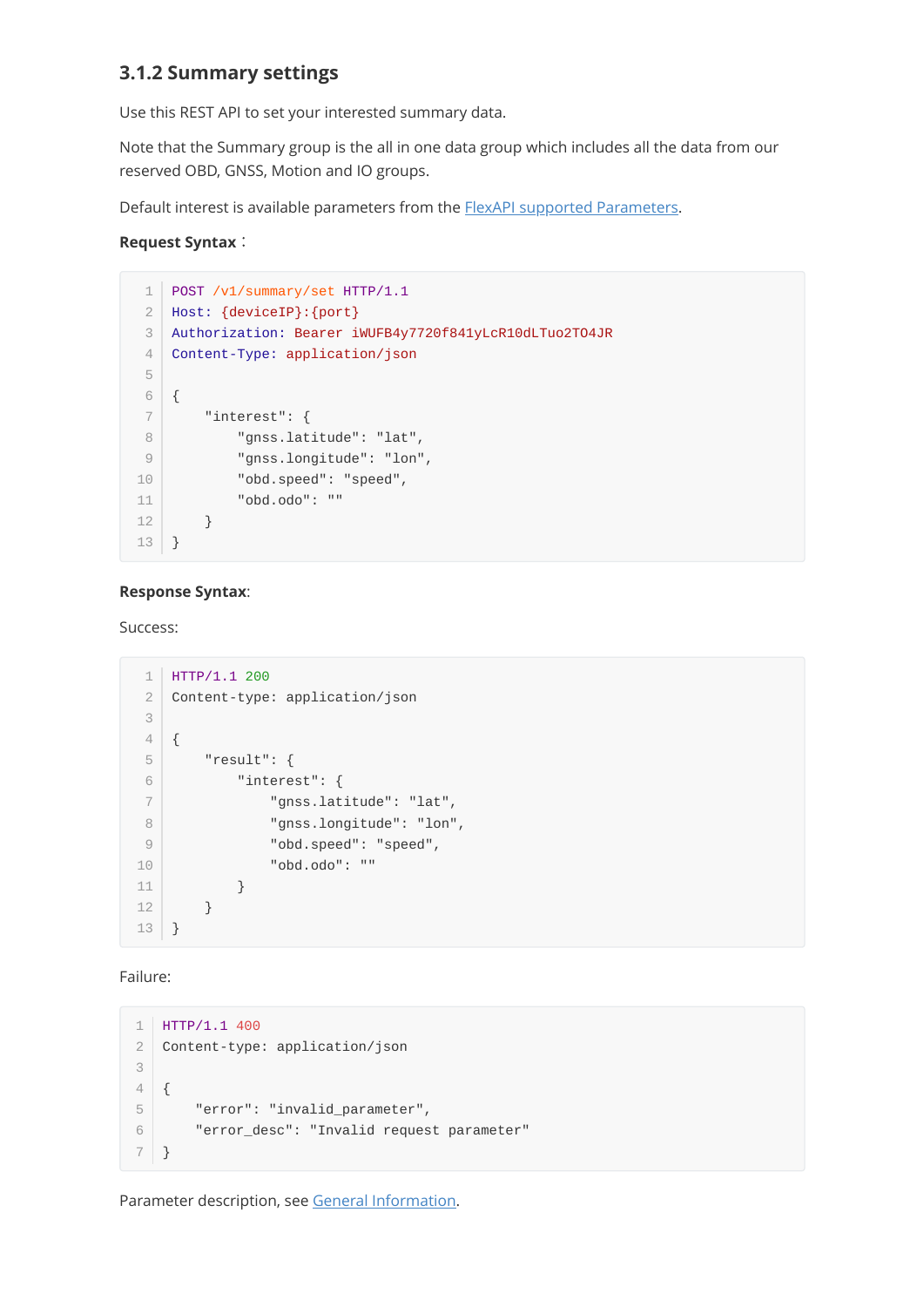### 3.1.2 Summary settings

Use this REST API to set your interested summary data.

Note that the Summary group is the all in one data group which includes all the data from our reserved OBD, GNSS, Motion and IO groups.

Default interest is available parameters from the FlexAPI supported Parameters.

**Request Syntax**：

```
POST /v1/summary/set HTTP/1.1
Host: {deviceIP}:{port}
Authorization: Bearer iWUFB4y7720f841yLcR10dLTuo2TO4JR
Content-Type: application/json

{
    "interest": {
        "gnss.latitude": "lat",
        "gnss.longitude": "lon",
        "obd.speed": "speed",
        "obd.odo": ""
    }
}
```

**Response Syntax**:

Success:

```
HTTP/1.1 200
Content-type: application/json

{
    "result": {
        "interest": {
            "gnss.latitude": "lat",
            "gnss.longitude": "lon",
            "obd.speed": "speed",
            "obd.odo": ""
        }
    }
}
```

Failure:

```
HTTP/1.1 400
Content-type: application/json

{
    "error": "invalid_parameter",
    "error_desc": "Invalid request parameter"
}
```

Parameter description, see General Information.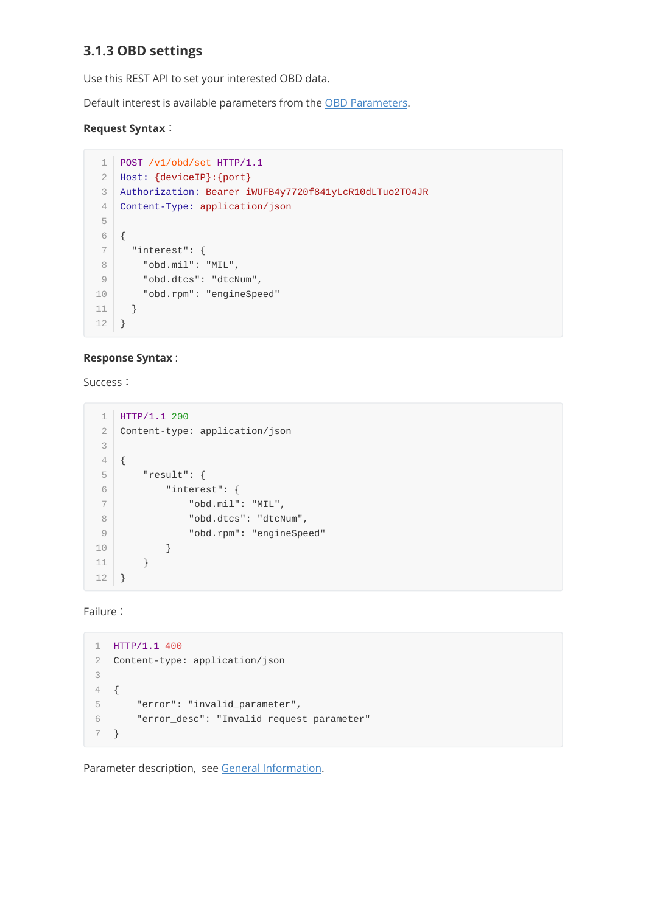### 3.1.3 OBD settings

Use this REST API to set your interested OBD data.

Default interest is available parameters from the OBD Parameters.

**Request Syntax**：

```
POST /v1/obd/set HTTP/1.1
Host: {deviceIP}:{port}
Authorization: Bearer iWUFB4y7720f841yLcR10dLTuo2TO4JR
Content-Type: application/json

{
  "interest": {
    "obd.mil": "MIL",
    "obd.dtcs": "dtcNum",
    "obd.rpm": "engineSpeed"
  }
}
```

**Response Syntax**：

Success：

```
HTTP/1.1 200
Content-type: application/json

{
    "result": {
        "interest": {
            "obd.mil": "MIL",
            "obd.dtcs": "dtcNum",
            "obd.rpm": "engineSpeed"
        }
    }
}
```

Failure：

```
HTTP/1.1 400
Content-type: application/json

{
    "error": "invalid_parameter",
    "error_desc": "Invalid request parameter"
}
```

Parameter description, see General Information.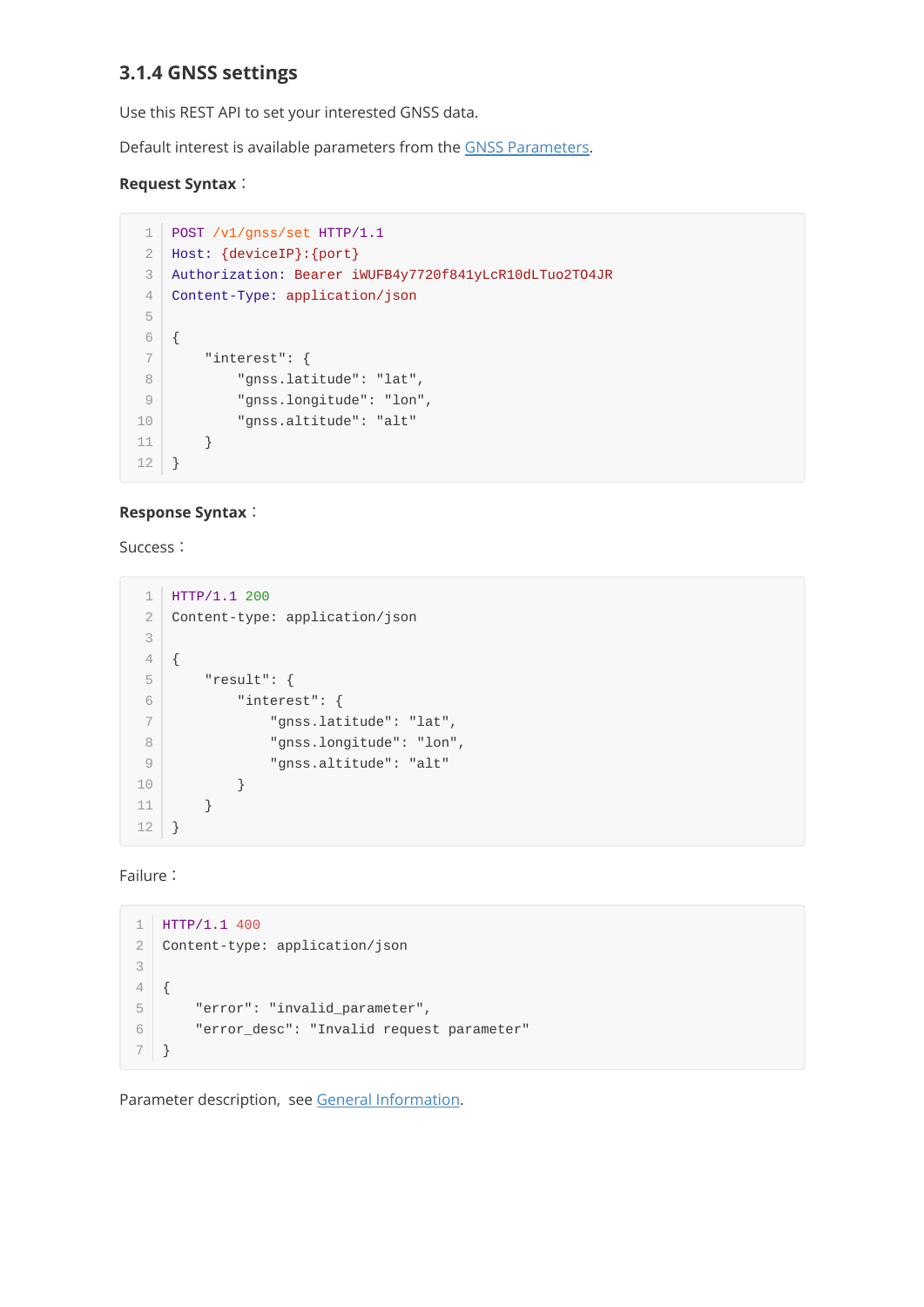### 3.1.4 GNSS settings

Use this REST API to set your interested GNSS data.

Default interest is available parameters from the GNSS Parameters.

**Request Syntax**：

```
POST /v1/gnss/set HTTP/1.1
Host: {deviceIP}:{port}
Authorization: Bearer iWUFB4y7720f841yLcR10dLTuo2TO4JR
Content-Type: application/json

{
    "interest": {
        "gnss.latitude": "lat",
        "gnss.longitude": "lon",
        "gnss.altitude": "alt"
    }
}
```

**Response Syntax**：

Success：

```
HTTP/1.1 200
Content-type: application/json

{
    "result": {
        "interest": {
            "gnss.latitude": "lat",
            "gnss.longitude": "lon",
            "gnss.altitude": "alt"
        }
    }
}
```

Failure：

```
HTTP/1.1 400
Content-type: application/json

{
    "error": "invalid_parameter",
    "error_desc": "Invalid request parameter"
}
```

Parameter description, see General Information.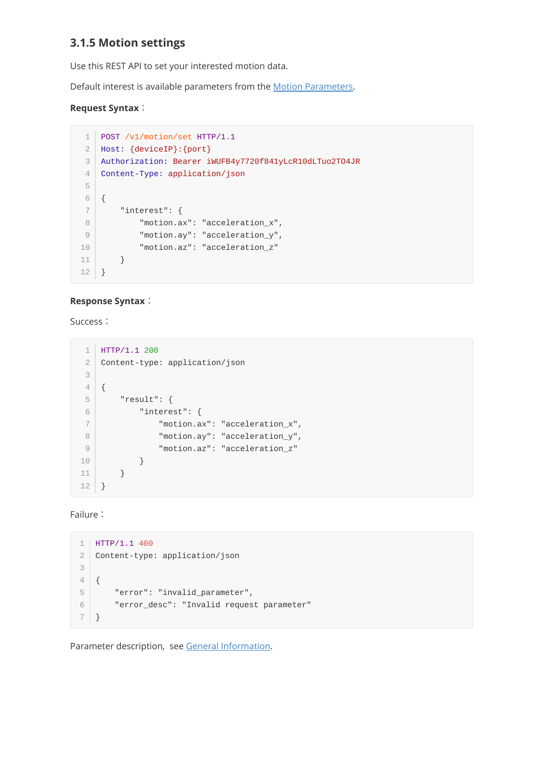### 3.1.5 Motion settings

Use this REST API to set your interested motion data.

Default interest is available parameters from the Motion Parameters.

**Request Syntax**：

```
POST /v1/motion/set HTTP/1.1
Host: {deviceIP}:{port}
Authorization: Bearer iWUFB4y7720f841yLcR10dLTuo2TO4JR
Content-Type: application/json

{
    "interest": {
        "motion.ax": "acceleration_x",
        "motion.ay": "acceleration_y",
        "motion.az": "acceleration_z"
    }
}
```

**Response Syntax**：

Success：

```
HTTP/1.1 200
Content-type: application/json

{
    "result": {
        "interest": {
            "motion.ax": "acceleration_x",
            "motion.ay": "acceleration_y",
            "motion.az": "acceleration_z"
        }
    }
}
```

Failure：

```
HTTP/1.1 400
Content-type: application/json

{
    "error": "invalid_parameter",
    "error_desc": "Invalid request parameter"
}
```

Parameter description, see General Information.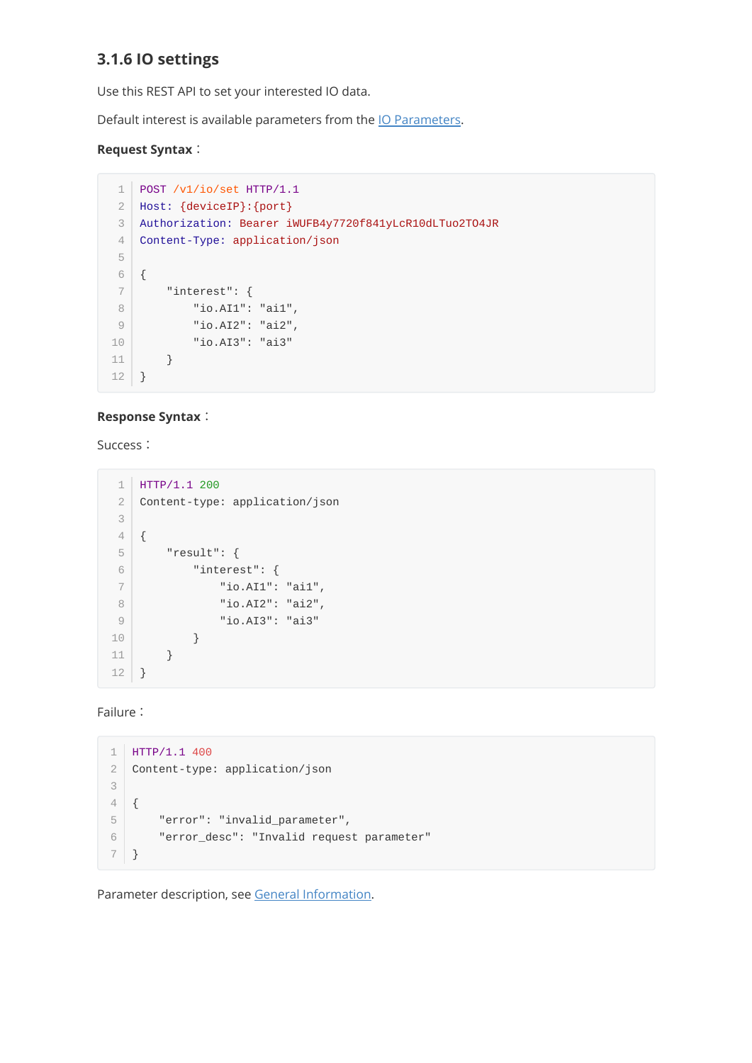### 3.1.6 IO settings

Use this REST API to set your interested IO data.

Default interest is available parameters from the IO Parameters.

**Request Syntax**：

```
POST /v1/io/set HTTP/1.1
Host: {deviceIP}:{port}
Authorization: Bearer iWUFB4y7720f841yLcR10dLTuo2TO4JR
Content-Type: application/json

{
    "interest": {
        "io.AI1": "ai1",
        "io.AI2": "ai2",
        "io.AI3": "ai3"
    }
}
```

**Response Syntax**：

Success：

```
HTTP/1.1 200
Content-type: application/json

{
    "result": {
        "interest": {
            "io.AI1": "ai1",
            "io.AI2": "ai2",
            "io.AI3": "ai3"
        }
    }
}
```

Failure：

```
HTTP/1.1 400
Content-type: application/json

{
    "error": "invalid_parameter",
    "error_desc": "Invalid request parameter"
}
```

Parameter description, see General Information.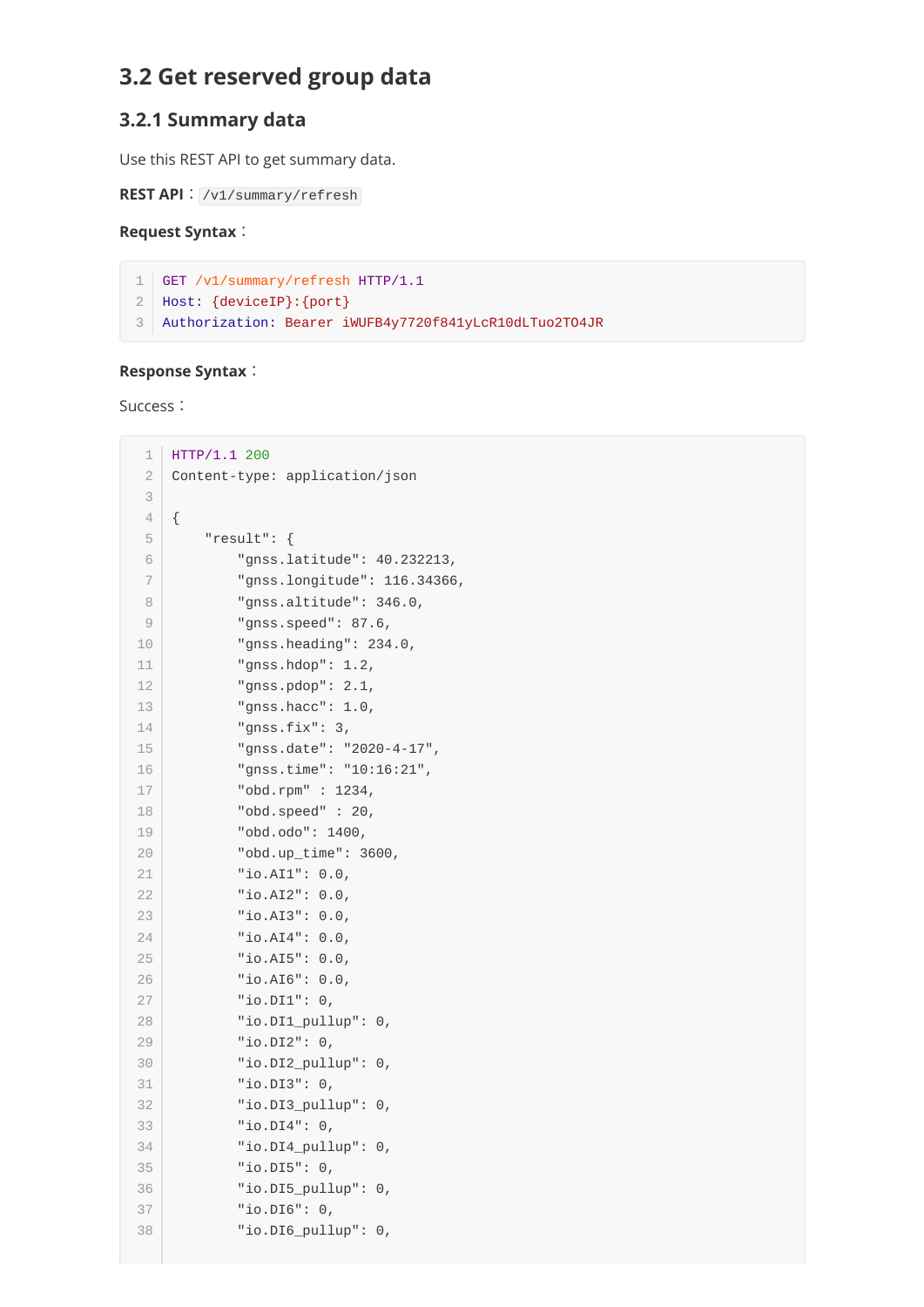## 3.2 Get reserved group data

### 3.2.1 Summary data

Use this REST API to get summary data.

**REST API**：`/v1/summary/refresh`

**Request Syntax**：

```
GET /v1/summary/refresh HTTP/1.1
Host: {deviceIP}:{port}
Authorization: Bearer iWUFB4y7720f841yLcR10dLTuo2TO4JR
```

**Response Syntax**：

Success：

```
HTTP/1.1 200
Content-type: application/json

{
    "result": {
        "gnss.latitude": 40.232213,
        "gnss.longitude": 116.34366,
        "gnss.altitude": 346.0,
        "gnss.speed": 87.6,
        "gnss.heading": 234.0,
        "gnss.hdop": 1.2,
        "gnss.pdop": 2.1,
        "gnss.hacc": 1.0,
        "gnss.fix": 3,
        "gnss.date": "2020-4-17",
        "gnss.time": "10:16:21",
        "obd.rpm" : 1234,
        "obd.speed" : 20,
        "obd.odo": 1400,
        "obd.up_time": 3600,
        "io.AI1": 0.0,
        "io.AI2": 0.0,
        "io.AI3": 0.0,
        "io.AI4": 0.0,
        "io.AI5": 0.0,
        "io.AI6": 0.0,
        "io.DI1": 0,
        "io.DI1_pullup": 0,
        "io.DI2": 0,
        "io.DI2_pullup": 0,
        "io.DI3": 0,
        "io.DI3_pullup": 0,
        "io.DI4": 0,
        "io.DI4_pullup": 0,
        "io.DI5": 0,
        "io.DI5_pullup": 0,
        "io.DI6": 0,
        "io.DI6_pullup": 0,
```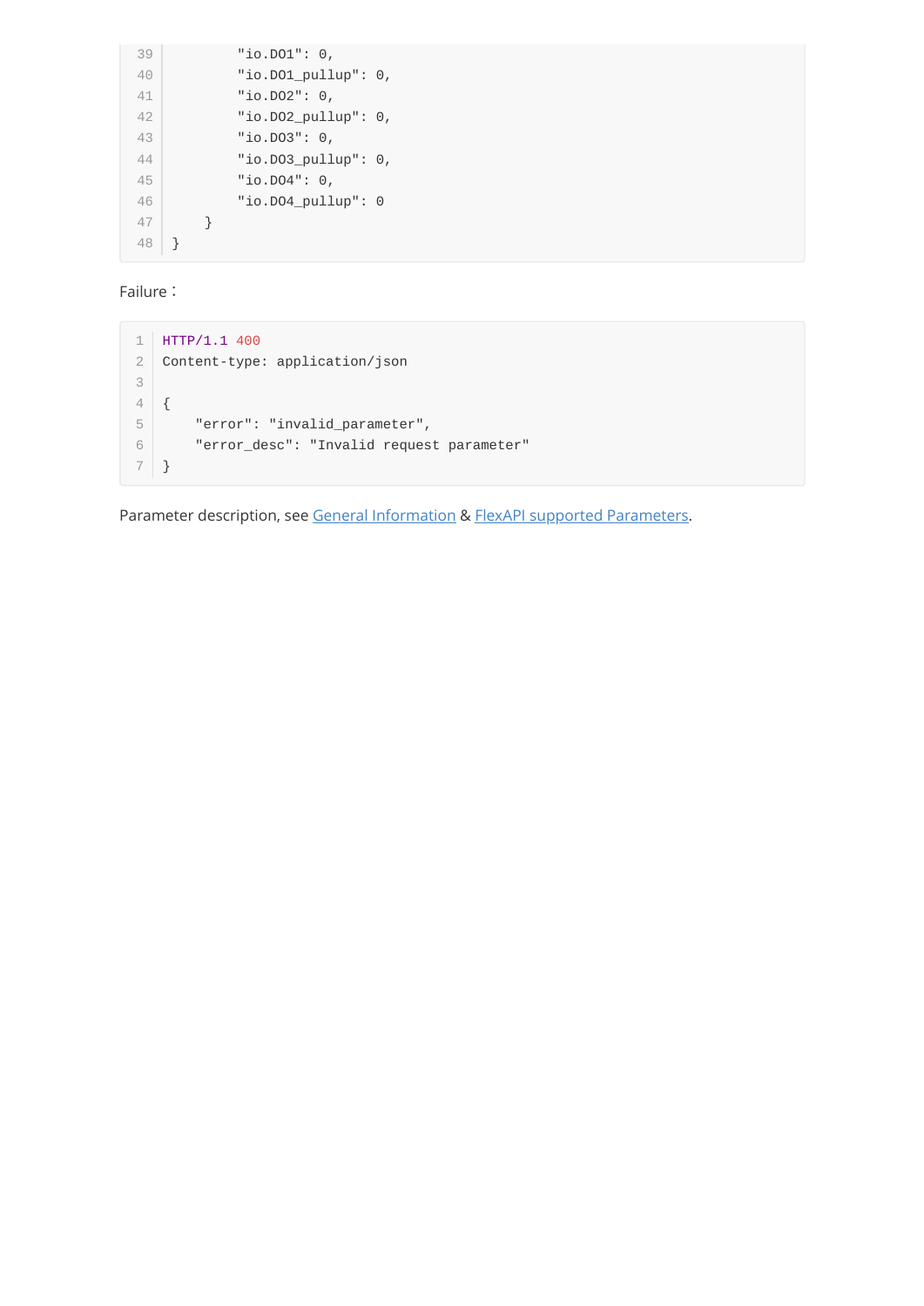```
        "io.DO1": 0,
        "io.DO1_pullup": 0,
        "io.DO2": 0,
        "io.DO2_pullup": 0,
        "io.DO3": 0,
        "io.DO3_pullup": 0,
        "io.DO4": 0,
        "io.DO4_pullup": 0
    }
}
```

Failure：

```
HTTP/1.1 400
Content-type: application/json

{
    "error": "invalid_parameter",
    "error_desc": "Invalid request parameter"
}
```

Parameter description, see General Information & FlexAPI supported Parameters.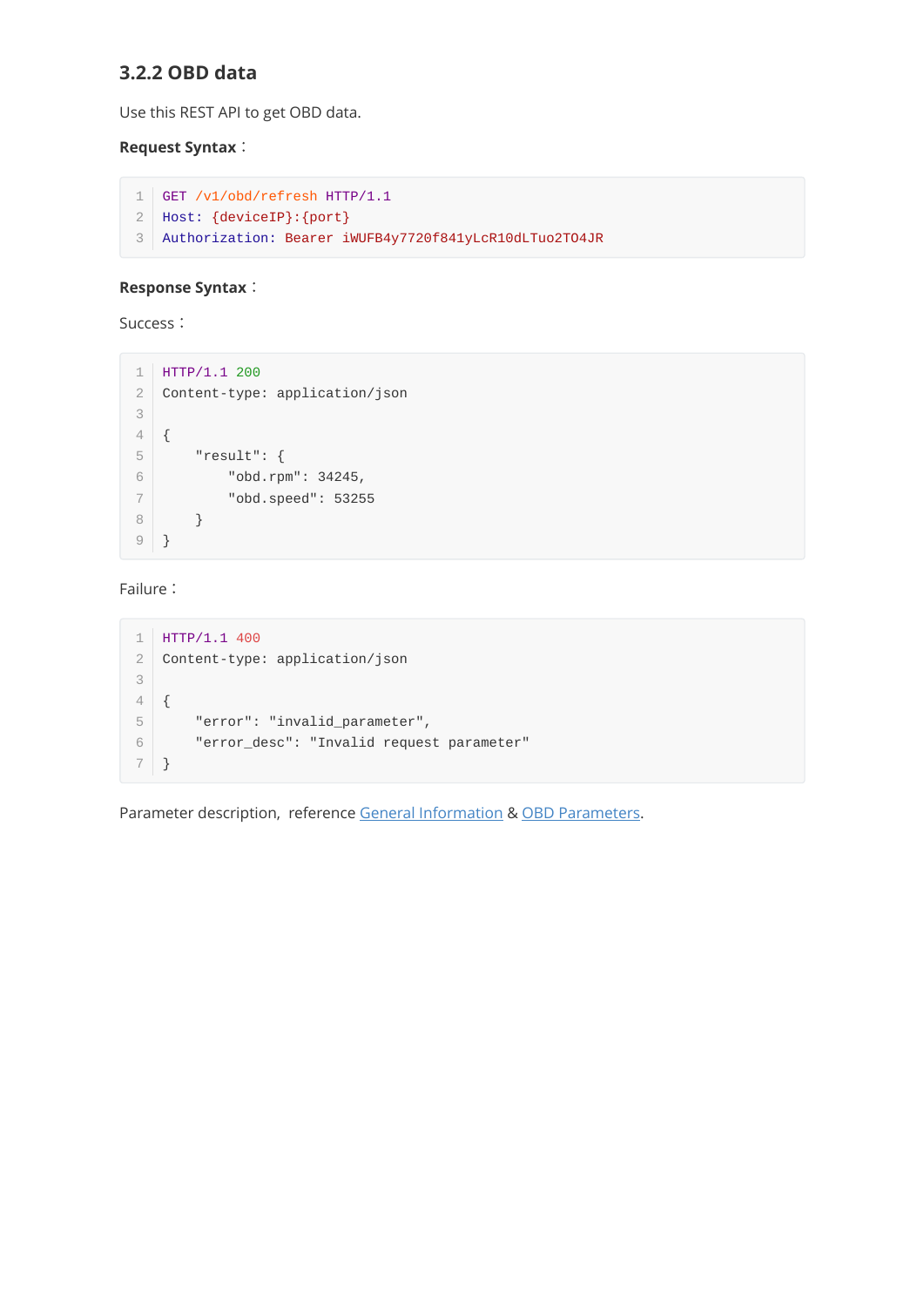### 3.2.2 OBD data

Use this REST API to get OBD data.

**Request Syntax**：

```
GET /v1/obd/refresh HTTP/1.1
Host: {deviceIP}:{port}
Authorization: Bearer iWUFB4y7720f841yLcR10dLTuo2TO4JR
```

**Response Syntax**：

Success：

```
HTTP/1.1 200
Content-type: application/json

{
    "result": {
        "obd.rpm": 34245,
        "obd.speed": 53255
    }
}
```

Failure：

```
HTTP/1.1 400
Content-type: application/json

{
    "error": "invalid_parameter",
    "error_desc": "Invalid request parameter"
}
```

Parameter description, reference General Information & OBD Parameters.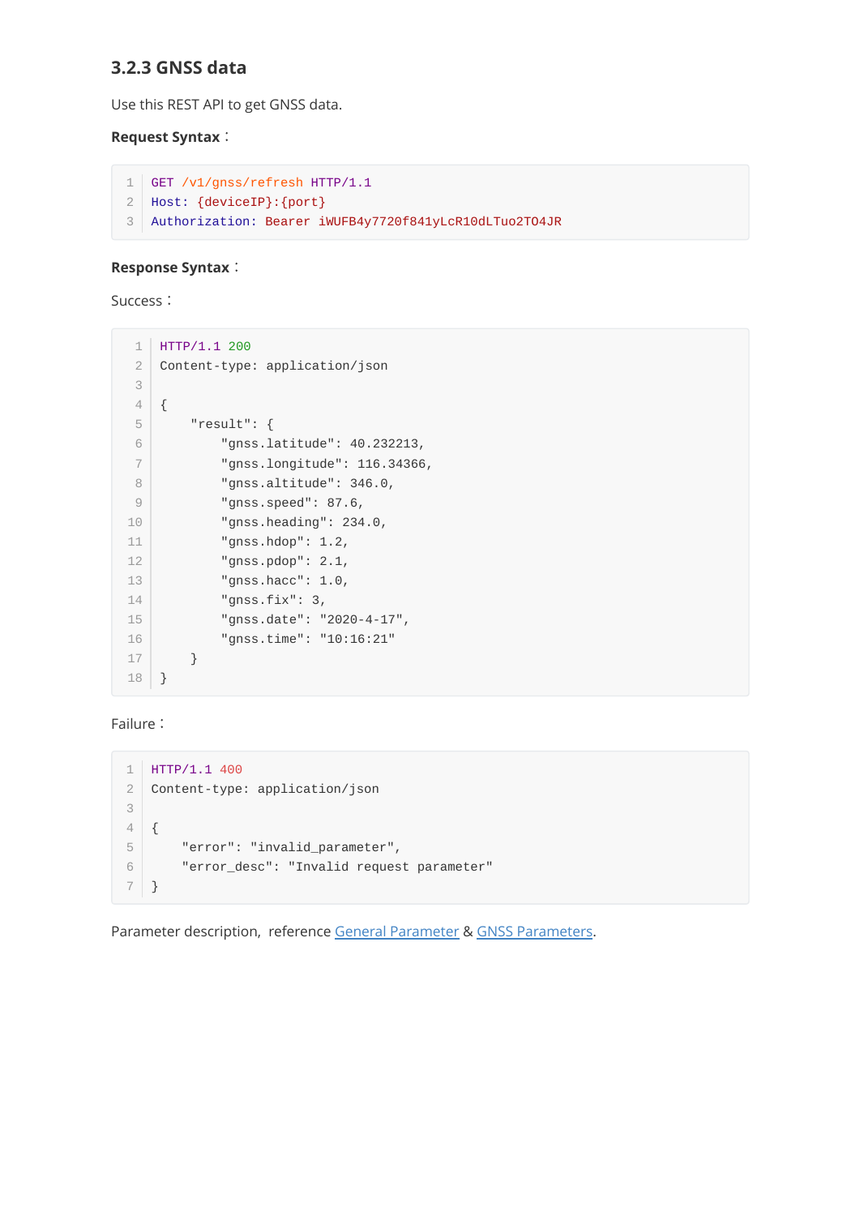### 3.2.3 GNSS data

Use this REST API to get GNSS data.

**Request Syntax**：

```
GET /v1/gnss/refresh HTTP/1.1
Host: {deviceIP}:{port}
Authorization: Bearer iWUFB4y7720f841yLcR10dLTuo2TO4JR
```

**Response Syntax**：

Success：

```
HTTP/1.1 200
Content-type: application/json

{
    "result": {
        "gnss.latitude": 40.232213,
        "gnss.longitude": 116.34366,
        "gnss.altitude": 346.0,
        "gnss.speed": 87.6,
        "gnss.heading": 234.0,
        "gnss.hdop": 1.2,
        "gnss.pdop": 2.1,
        "gnss.hacc": 1.0,
        "gnss.fix": 3,
        "gnss.date": "2020-4-17",
        "gnss.time": "10:16:21"
    }
}
```

Failure：

```
HTTP/1.1 400
Content-type: application/json

{
    "error": "invalid_parameter",
    "error_desc": "Invalid request parameter"
}
```

Parameter description, reference General Parameter & GNSS Parameters.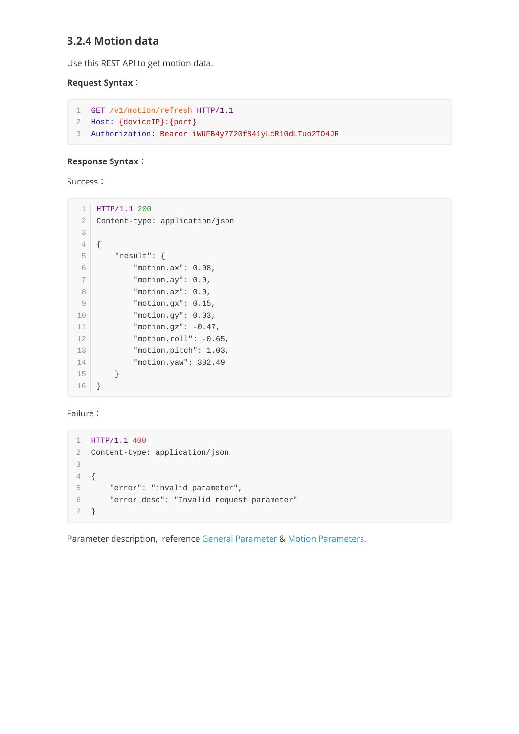### 3.2.4 Motion data

Use this REST API to get motion data.

**Request Syntax**：

```
GET /v1/motion/refresh HTTP/1.1
Host: {deviceIP}:{port}
Authorization: Bearer iWUFB4y7720f841yLcR10dLTuo2TO4JR
```

**Response Syntax**：

Success：

```
HTTP/1.1 200
Content-type: application/json

{
    "result": {
        "motion.ax": 0.08,
        "motion.ay": 0.0,
        "motion.az": 0.0,
        "motion.gx": 0.15,
        "motion.gy": 0.03,
        "motion.gz": -0.47,
        "motion.roll": -0.65,
        "motion.pitch": 1.03,
        "motion.yaw": 302.49
    }
}
```

Failure：

```
HTTP/1.1 400
Content-type: application/json

{
    "error": "invalid_parameter",
    "error_desc": "Invalid request parameter"
}
```

Parameter description, reference General Parameter & Motion Parameters.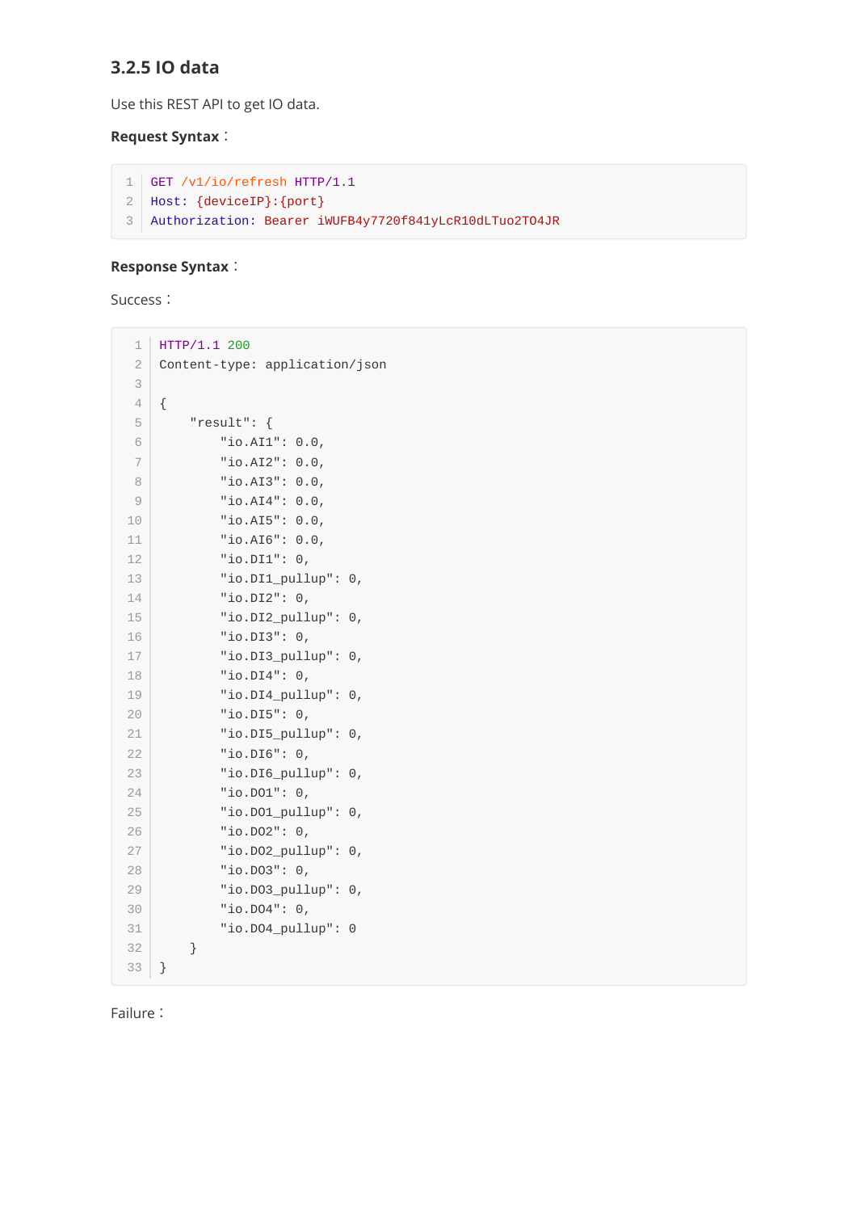### 3.2.5 IO data

Use this REST API to get IO data.

**Request Syntax**：

```
GET /v1/io/refresh HTTP/1.1
Host: {deviceIP}:{port}
Authorization: Bearer iWUFB4y7720f841yLcR10dLTuo2TO4JR
```

**Response Syntax**：

Success：

```
HTTP/1.1 200
Content-type: application/json

{
    "result": {
        "io.AI1": 0.0,
        "io.AI2": 0.0,
        "io.AI3": 0.0,
        "io.AI4": 0.0,
        "io.AI5": 0.0,
        "io.AI6": 0.0,
        "io.DI1": 0,
        "io.DI1_pullup": 0,
        "io.DI2": 0,
        "io.DI2_pullup": 0,
        "io.DI3": 0,
        "io.DI3_pullup": 0,
        "io.DI4": 0,
        "io.DI4_pullup": 0,
        "io.DI5": 0,
        "io.DI5_pullup": 0,
        "io.DI6": 0,
        "io.DI6_pullup": 0,
        "io.DO1": 0,
        "io.DO1_pullup": 0,
        "io.DO2": 0,
        "io.DO2_pullup": 0,
        "io.DO3": 0,
        "io.DO3_pullup": 0,
        "io.DO4": 0,
        "io.DO4_pullup": 0
    }
}
```

Failure：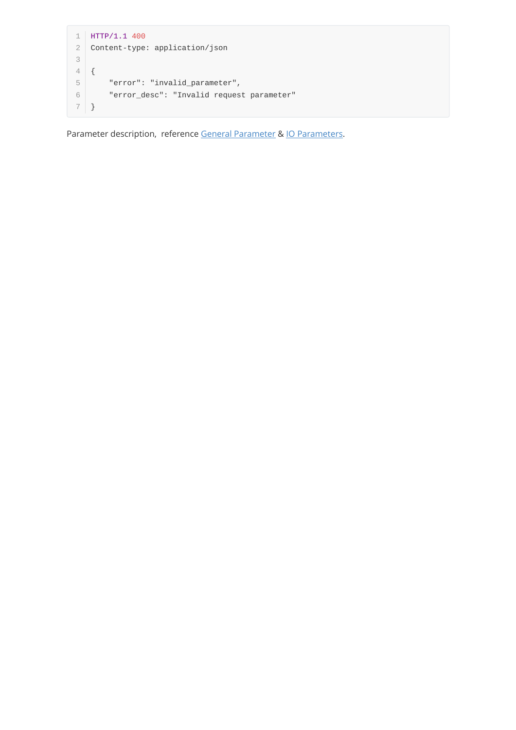```
HTTP/1.1 400
Content-type: application/json

{
    "error": "invalid_parameter",
    "error_desc": "Invalid request parameter"
}
```

Parameter description, reference [General Parameter] & [IO Parameters].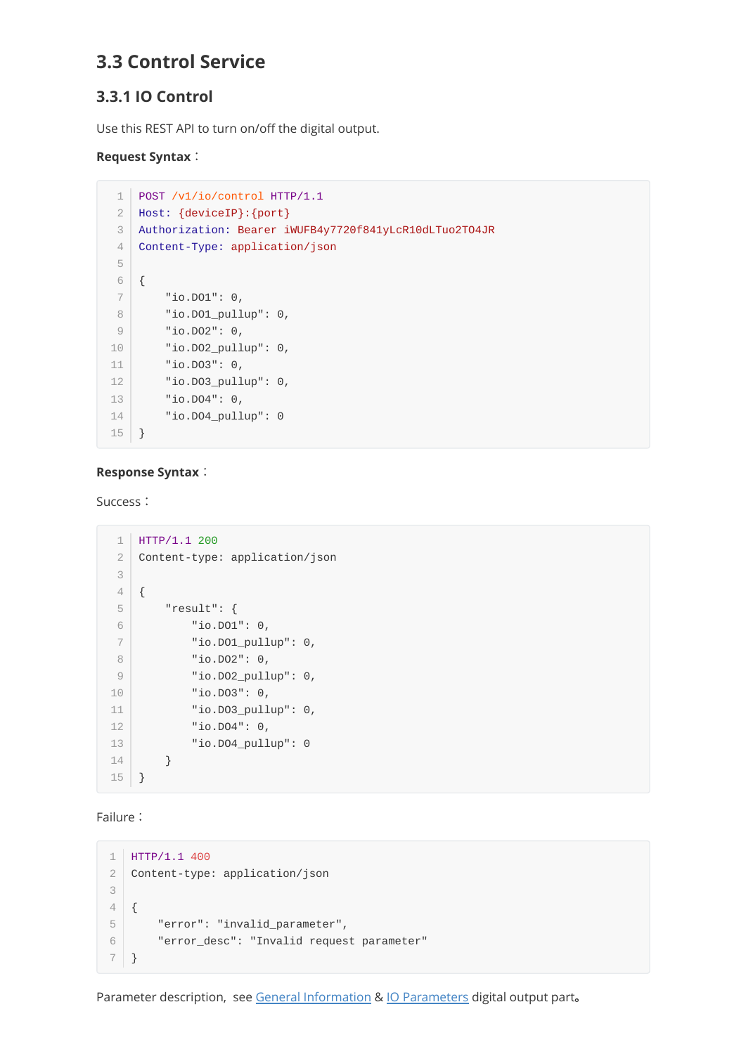## 3.3 Control Service

### 3.3.1 IO Control

Use this REST API to turn on/off the digital output.

**Request Syntax**：

```
POST /v1/io/control HTTP/1.1
Host: {deviceIP}:{port}
Authorization: Bearer iWUFB4y7720f841yLcR10dLTuo2TO4JR
Content-Type: application/json

{
    "io.DO1": 0,
    "io.DO1_pullup": 0,
    "io.DO2": 0,
    "io.DO2_pullup": 0,
    "io.DO3": 0,
    "io.DO3_pullup": 0,
    "io.DO4": 0,
    "io.DO4_pullup": 0
}
```

**Response Syntax**：

Success：

```
HTTP/1.1 200
Content-type: application/json

{
    "result": {
        "io.DO1": 0,
        "io.DO1_pullup": 0,
        "io.DO2": 0,
        "io.DO2_pullup": 0,
        "io.DO3": 0,
        "io.DO3_pullup": 0,
        "io.DO4": 0,
        "io.DO4_pullup": 0
    }
}
```

Failure：

```
HTTP/1.1 400
Content-type: application/json

{
    "error": "invalid_parameter",
    "error_desc": "Invalid request parameter"
}
```

Parameter description, see General Information & IO Parameters digital output part。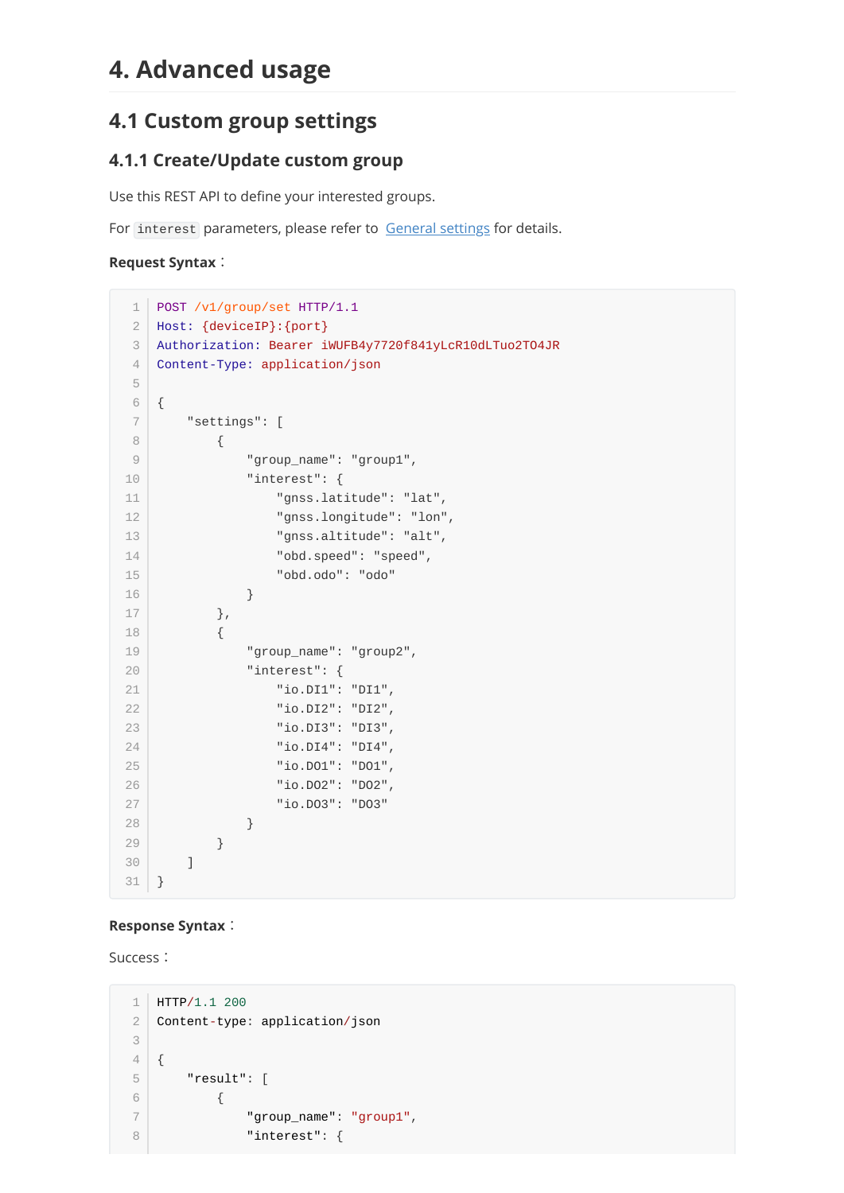# 4. Advanced usage

## 4.1 Custom group settings

### 4.1.1 Create/Update custom group

Use this REST API to define your interested groups.

For `interest` parameters, please refer to General settings for details.

**Request Syntax**：

```
POST /v1/group/set HTTP/1.1
Host: {deviceIP}:{port}
Authorization: Bearer iWUFB4y7720f841yLcR10dLTuo2TO4JR
Content-Type: application/json

{
    "settings": [
        {
            "group_name": "group1",
            "interest": {
                "gnss.latitude": "lat",
                "gnss.longitude": "lon",
                "gnss.altitude": "alt",
                "obd.speed": "speed",
                "obd.odo": "odo"
            }
        },
        {
            "group_name": "group2",
            "interest": {
                "io.DI1": "DI1",
                "io.DI2": "DI2",
                "io.DI3": "DI3",
                "io.DI4": "DI4",
                "io.DO1": "DO1",
                "io.DO2": "DO2",
                "io.DO3": "DO3"
            }
        }
    ]
}
```

**Response Syntax**：

Success：

```
HTTP/1.1 200
Content-type: application/json

{
    "result": [
        {
            "group_name": "group1",
            "interest": {
```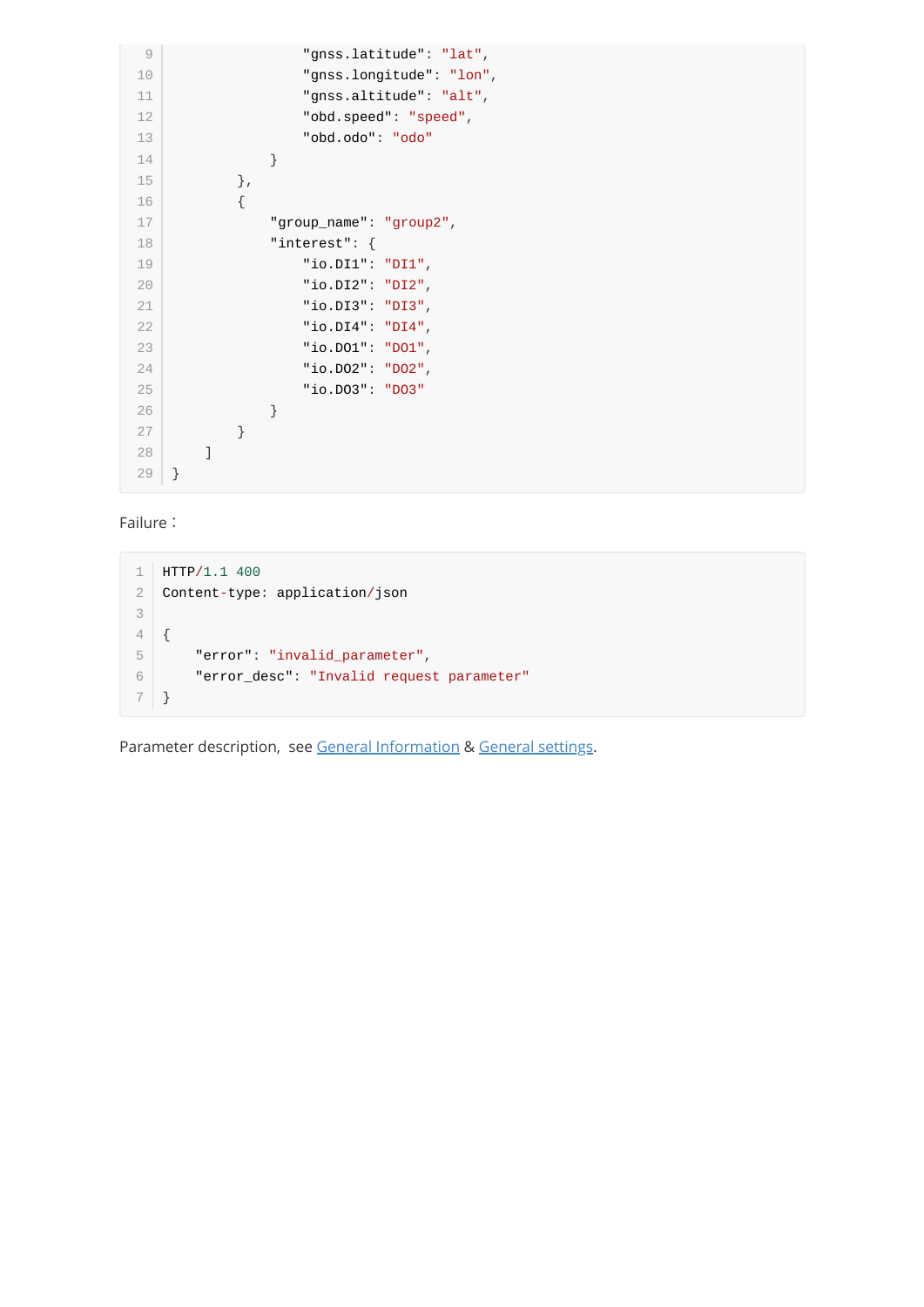```
                "gnss.latitude": "lat",
                "gnss.longitude": "lon",
                "gnss.altitude": "alt",
                "obd.speed": "speed",
                "obd.odo": "odo"
            }
        },
        {
            "group_name": "group2",
            "interest": {
                "io.DI1": "DI1",
                "io.DI2": "DI2",
                "io.DI3": "DI3",
                "io.DI4": "DI4",
                "io.DO1": "DO1",
                "io.DO2": "DO2",
                "io.DO3": "DO3"
            }
        }
    ]
}
```

Failure：

```
HTTP/1.1 400
Content-type: application/json

{
    "error": "invalid_parameter",
    "error_desc": "Invalid request parameter"
}
```

Parameter description, see General Information & General settings.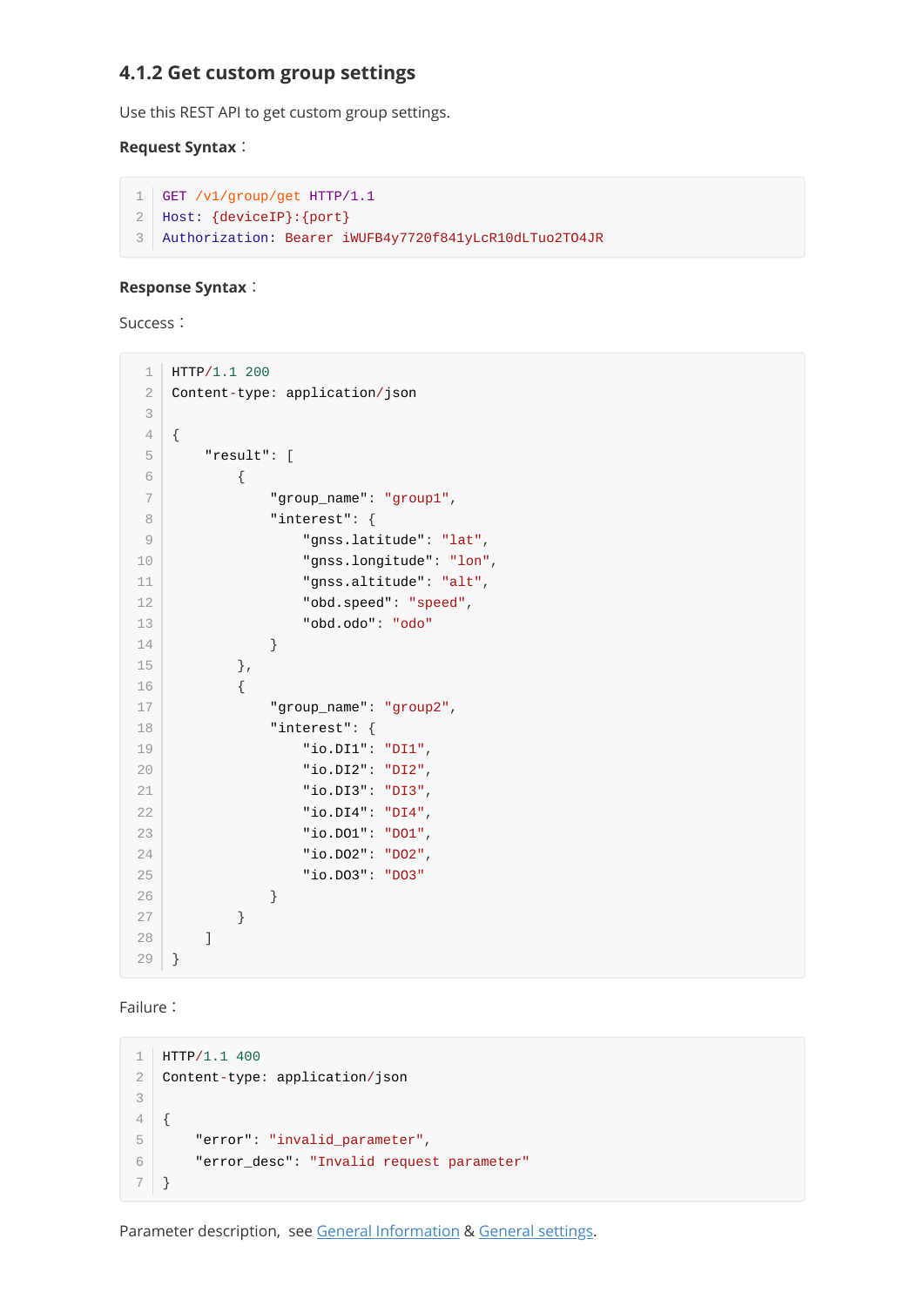### 4.1.2 Get custom group settings

Use this REST API to get custom group settings.

**Request Syntax**：

```
GET /v1/group/get HTTP/1.1
Host: {deviceIP}:{port}
Authorization: Bearer iWUFB4y7720f841yLcR10dLTuo2TO4JR
```

**Response Syntax**：

Success：

```
HTTP/1.1 200
Content-type: application/json

{
    "result": [
        {
            "group_name": "group1",
            "interest": {
                "gnss.latitude": "lat",
                "gnss.longitude": "lon",
                "gnss.altitude": "alt",
                "obd.speed": "speed",
                "obd.odo": "odo"
            }
        },
        {
            "group_name": "group2",
            "interest": {
                "io.DI1": "DI1",
                "io.DI2": "DI2",
                "io.DI3": "DI3",
                "io.DI4": "DI4",
                "io.DO1": "DO1",
                "io.DO2": "DO2",
                "io.DO3": "DO3"
            }
        }
    ]
}
```

Failure：

```
HTTP/1.1 400
Content-type: application/json

{
    "error": "invalid_parameter",
    "error_desc": "Invalid request parameter"
}
```

Parameter description, see General Information & General settings.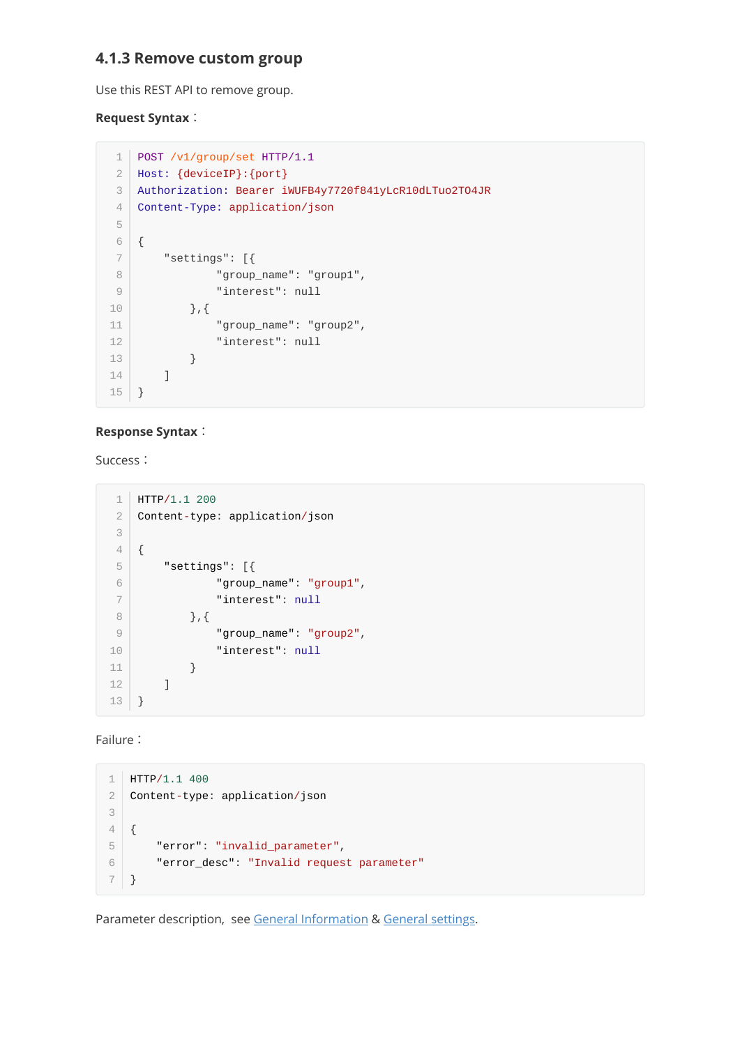### 4.1.3 Remove custom group

Use this REST API to remove group.

**Request Syntax**：

```
POST /v1/group/set HTTP/1.1
Host: {deviceIP}:{port}
Authorization: Bearer iWUFB4y7720f841yLcR10dLTuo2TO4JR
Content-Type: application/json

{
    "settings": [{
            "group_name": "group1",
            "interest": null
        },{
            "group_name": "group2",
            "interest": null
        }
    ]
}
```

**Response Syntax**：

Success：

```
HTTP/1.1 200
Content-type: application/json

{
    "settings": [{
            "group_name": "group1",
            "interest": null
        },{
            "group_name": "group2",
            "interest": null
        }
    ]
}
```

Failure：

```
HTTP/1.1 400
Content-type: application/json

{
    "error": "invalid_parameter",
    "error_desc": "Invalid request parameter"
}
```

Parameter description, see General Information & General settings.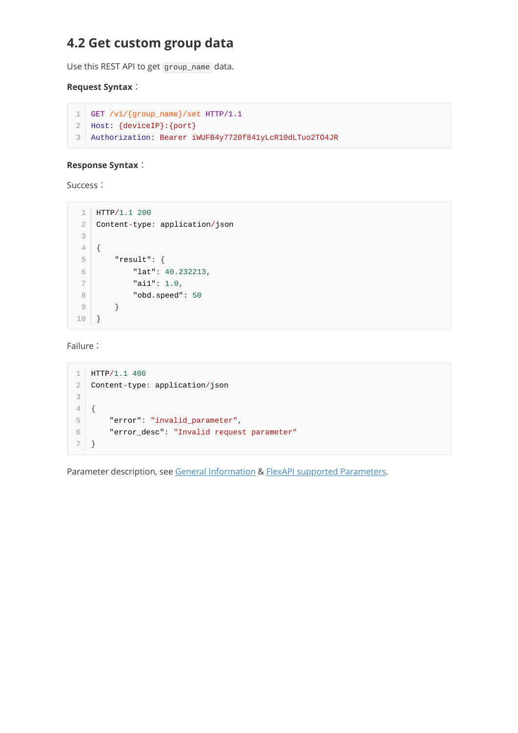## 4.2 Get custom group data

Use this REST API to get `group_name` data.

**Request Syntax**：

```
GET /v1/{group_name}/set HTTP/1.1
Host: {deviceIP}:{port}
Authorization: Bearer iWUFB4y7720f841yLcR10dLTuo2TO4JR
```

**Response Syntax**：

Success：

```
HTTP/1.1 200
Content-type: application/json

{
    "result": {
        "lat": 40.232213,
        "ai1": 1.0,
        "obd.speed": 50
    }
}
```

Failure：

```
HTTP/1.1 400
Content-type: application/json

{
    "error": "invalid_parameter",
    "error_desc": "Invalid request parameter"
}
```

Parameter description, see General Information & FlexAPI supported Parameters.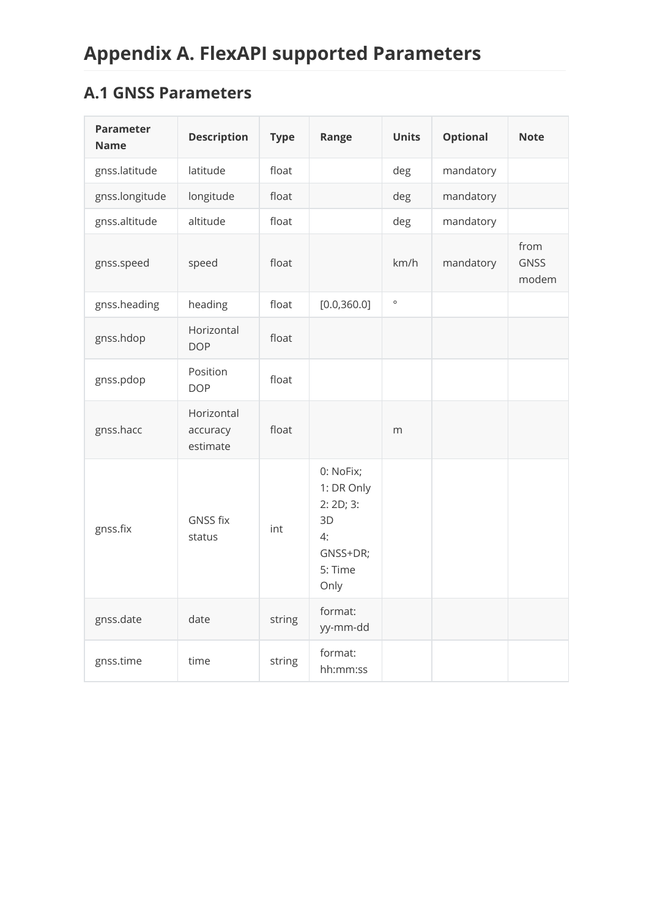# Appendix A. FlexAPI supported Parameters

## A.1 GNSS Parameters

| Parameter Name | Description | Type | Range | Units | Optional | Note |
|---|---|---|---|---|---|---|
| gnss.latitude | latitude | float | | deg | mandatory | |
| gnss.longitude | longitude | float | | deg | mandatory | |
| gnss.altitude | altitude | float | | deg | mandatory | |
| gnss.speed | speed | float | | km/h | mandatory | from GNSS modem |
| gnss.heading | heading | float | [0.0,360.0] | ° | | |
| gnss.hdop | Horizontal DOP | float | | | | |
| gnss.pdop | Position DOP | float | | | | |
| gnss.hacc | Horizontal accuracy estimate | float | | m | | |
| gnss.fix | GNSS fix status | int | 0: NoFix; 1: DR Only 2: 2D; 3: 3D 4: GNSS+DR; 5: Time Only | | | |
| gnss.date | date | string | format: yy-mm-dd | | | |
| gnss.time | time | string | format: hh:mm:ss | | | |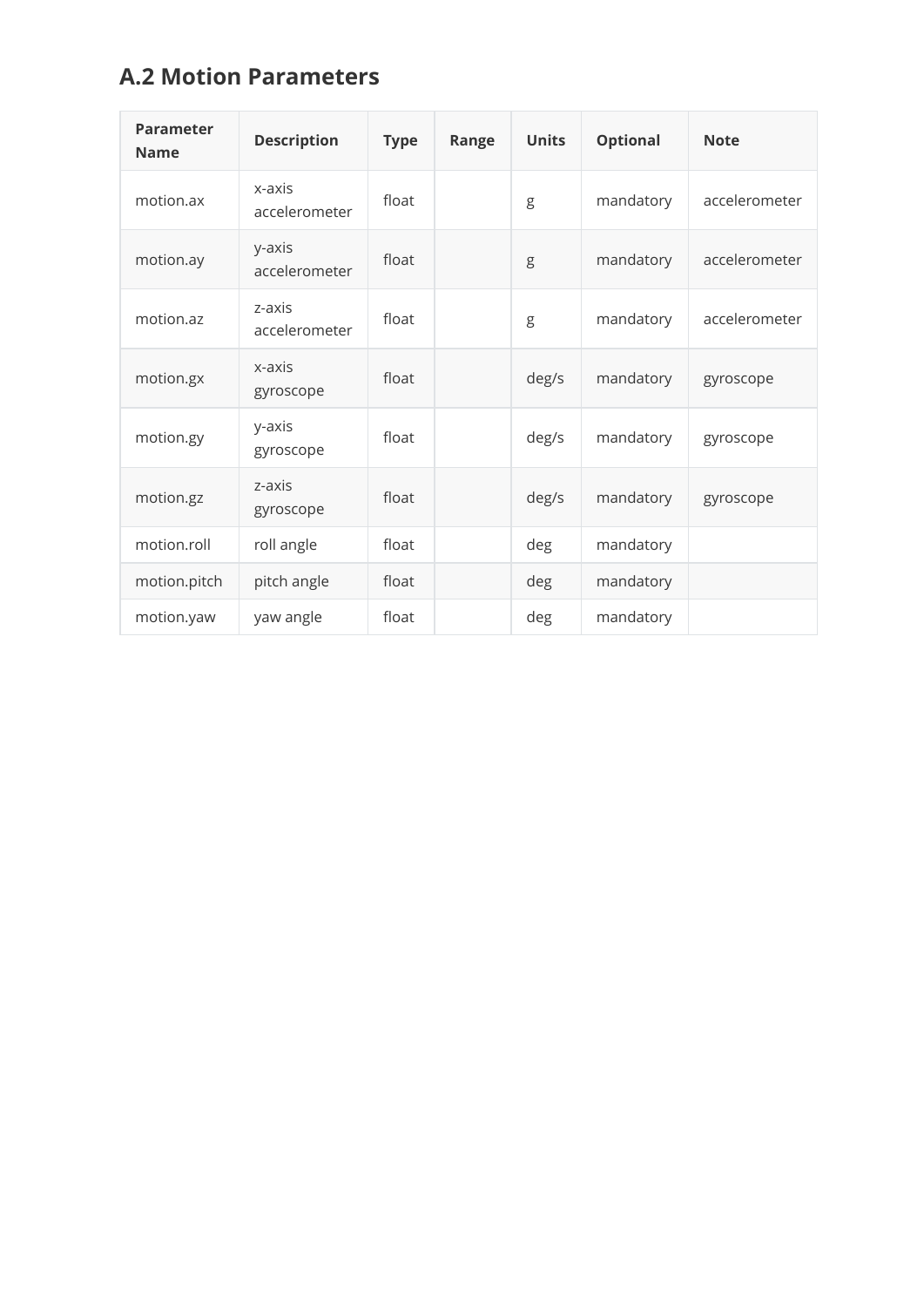## A.2 Motion Parameters

| Parameter Name | Description | Type | Range | Units | Optional | Note |
|---|---|---|---|---|---|---|
| motion.ax | x-axis accelerometer | float | | g | mandatory | accelerometer |
| motion.ay | y-axis accelerometer | float | | g | mandatory | accelerometer |
| motion.az | z-axis accelerometer | float | | g | mandatory | accelerometer |
| motion.gx | x-axis gyroscope | float | | deg/s | mandatory | gyroscope |
| motion.gy | y-axis gyroscope | float | | deg/s | mandatory | gyroscope |
| motion.gz | z-axis gyroscope | float | | deg/s | mandatory | gyroscope |
| motion.roll | roll angle | float | | deg | mandatory | |
| motion.pitch | pitch angle | float | | deg | mandatory | |
| motion.yaw | yaw angle | float | | deg | mandatory | |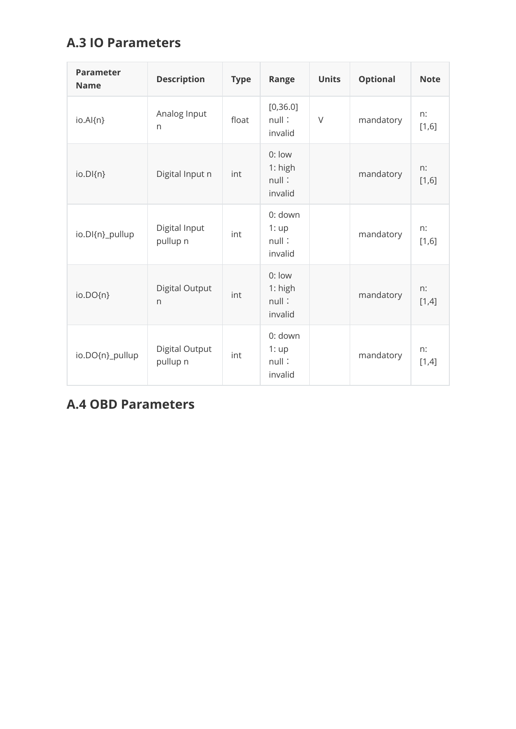## A.3 IO Parameters

| Parameter Name | Description | Type | Range | Units | Optional | Note |
|---|---|---|---|---|---|---|
| io.AI{n} | Analog Input n | float | [0,36.0]<br>null：invalid | V | mandatory | n: [1,6] |
| io.DI{n} | Digital Input n | int | 0: low<br>1: high<br>null：invalid | | mandatory | n: [1,6] |
| io.DI{n}_pullup | Digital Input pullup n | int | 0: down<br>1: up<br>null：invalid | | mandatory | n: [1,6] |
| io.DO{n} | Digital Output n | int | 0: low<br>1: high<br>null：invalid | | mandatory | n: [1,4] |
| io.DO{n}_pullup | Digital Output pullup n | int | 0: down<br>1: up<br>null：invalid | | mandatory | n: [1,4] |

## A.4 OBD Parameters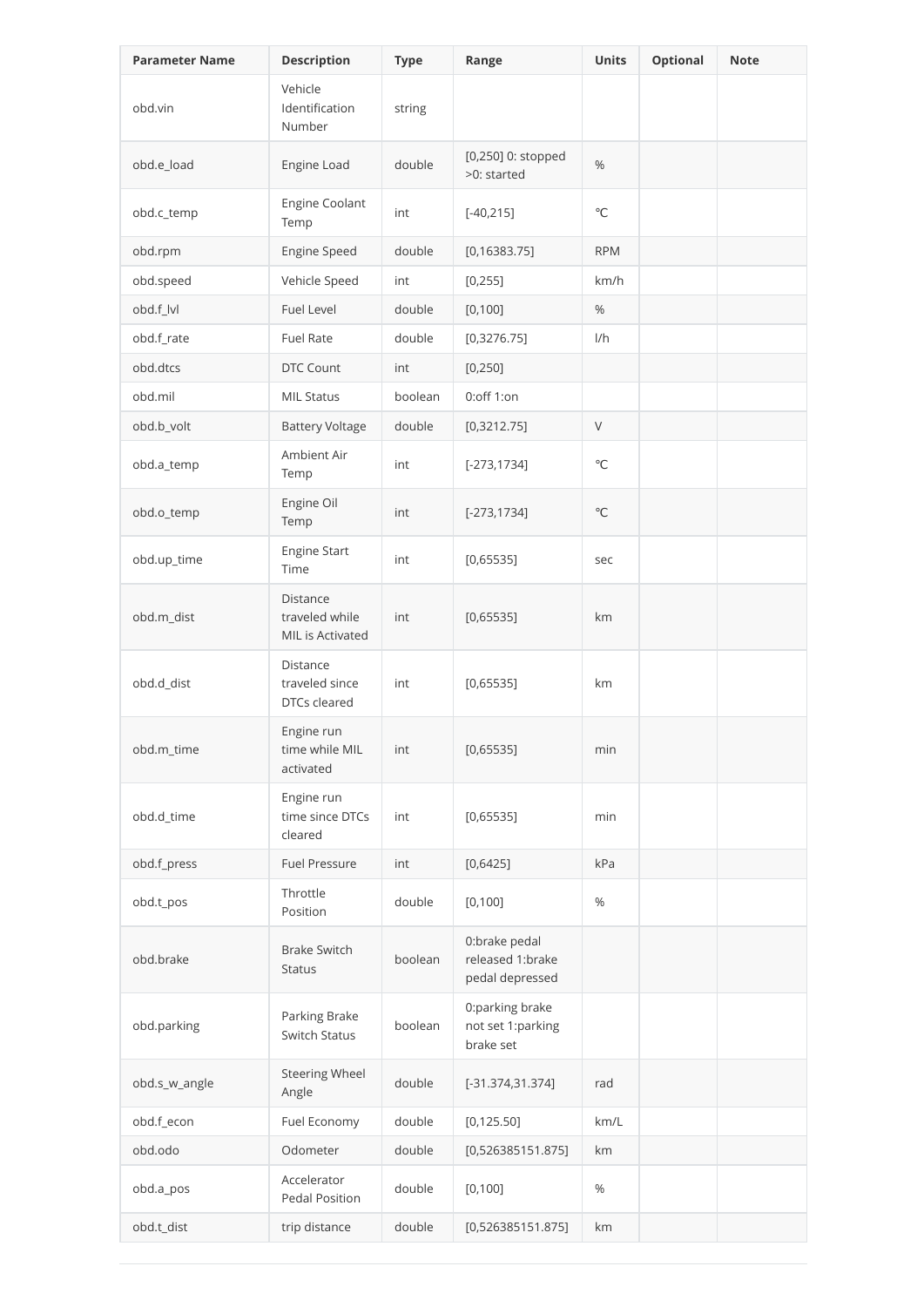| Parameter Name | Description | Type | Range | Units | Optional | Note |
| --- | --- | --- | --- | --- | --- | --- |
| obd.vin | Vehicle Identification Number | string | | | | |
| obd.e_load | Engine Load | double | [0,250] 0: stopped >0: started | % | | |
| obd.c_temp | Engine Coolant Temp | int | [-40,215] | ℃ | | |
| obd.rpm | Engine Speed | double | [0,16383.75] | RPM | | |
| obd.speed | Vehicle Speed | int | [0,255] | km/h | | |
| obd.f_lvl | Fuel Level | double | [0,100] | % | | |
| obd.f_rate | Fuel Rate | double | [0,3276.75] | l/h | | |
| obd.dtcs | DTC Count | int | [0,250] | | | |
| obd.mil | MIL Status | boolean | 0:off 1:on | | | |
| obd.b_volt | Battery Voltage | double | [0,3212.75] | V | | |
| obd.a_temp | Ambient Air Temp | int | [-273,1734] | ℃ | | |
| obd.o_temp | Engine Oil Temp | int | [-273,1734] | ℃ | | |
| obd.up_time | Engine Start Time | int | [0,65535] | sec | | |
| obd.m_dist | Distance traveled while MIL is Activated | int | [0,65535] | km | | |
| obd.d_dist | Distance traveled since DTCs cleared | int | [0,65535] | km | | |
| obd.m_time | Engine run time while MIL activated | int | [0,65535] | min | | |
| obd.d_time | Engine run time since DTCs cleared | int | [0,65535] | min | | |
| obd.f_press | Fuel Pressure | int | [0,6425] | kPa | | |
| obd.t_pos | Throttle Position | double | [0,100] | % | | |
| obd.brake | Brake Switch Status | boolean | 0:brake pedal released 1:brake pedal depressed | | | |
| obd.parking | Parking Brake Switch Status | boolean | 0:parking brake not set 1:parking brake set | | | |
| obd.s_w_angle | Steering Wheel Angle | double | [-31.374,31.374] | rad | | |
| obd.f_econ | Fuel Economy | double | [0,125.50] | km/L | | |
| obd.odo | Odometer | double | [0,526385151.875] | km | | |
| obd.a_pos | Accelerator Pedal Position | double | [0,100] | % | | |
| obd.t_dist | trip distance | double | [0,526385151.875] | km | | |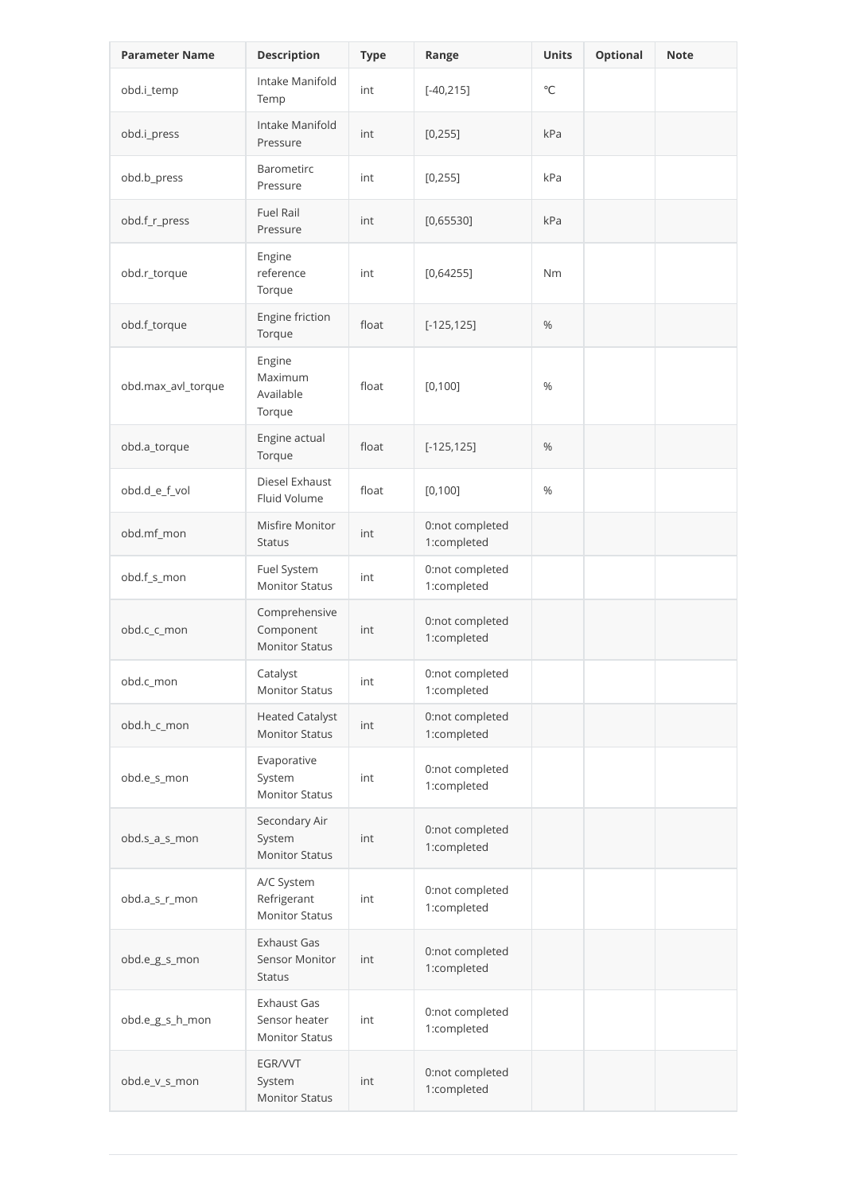| Parameter Name | Description | Type | Range | Units | Optional | Note |
| --- | --- | --- | --- | --- | --- | --- |
| obd.i_temp | Intake Manifold Temp | int | [-40,215] | ℃ | | |
| obd.i_press | Intake Manifold Pressure | int | [0,255] | kPa | | |
| obd.b_press | Barometirc Pressure | int | [0,255] | kPa | | |
| obd.f_r_press | Fuel Rail Pressure | int | [0,65530] | kPa | | |
| obd.r_torque | Engine reference Torque | int | [0,64255] | Nm | | |
| obd.f_torque | Engine friction Torque | float | [-125,125] | % | | |
| obd.max_avl_torque | Engine Maximum Available Torque | float | [0,100] | % | | |
| obd.a_torque | Engine actual Torque | float | [-125,125] | % | | |
| obd.d_e_f_vol | Diesel Exhaust Fluid Volume | float | [0,100] | % | | |
| obd.mf_mon | Misfire Monitor Status | int | 0:not completed 1:completed | | | |
| obd.f_s_mon | Fuel System Monitor Status | int | 0:not completed 1:completed | | | |
| obd.c_c_mon | Comprehensive Component Monitor Status | int | 0:not completed 1:completed | | | |
| obd.c_mon | Catalyst Monitor Status | int | 0:not completed 1:completed | | | |
| obd.h_c_mon | Heated Catalyst Monitor Status | int | 0:not completed 1:completed | | | |
| obd.e_s_mon | Evaporative System Monitor Status | int | 0:not completed 1:completed | | | |
| obd.s_a_s_mon | Secondary Air System Monitor Status | int | 0:not completed 1:completed | | | |
| obd.a_s_r_mon | A/C System Refrigerant Monitor Status | int | 0:not completed 1:completed | | | |
| obd.e_g_s_mon | Exhaust Gas Sensor Monitor Status | int | 0:not completed 1:completed | | | |
| obd.e_g_s_h_mon | Exhaust Gas Sensor heater Monitor Status | int | 0:not completed 1:completed | | | |
| obd.e_v_s_mon | EGR/VVT System Monitor Status | int | 0:not completed 1:completed | | | |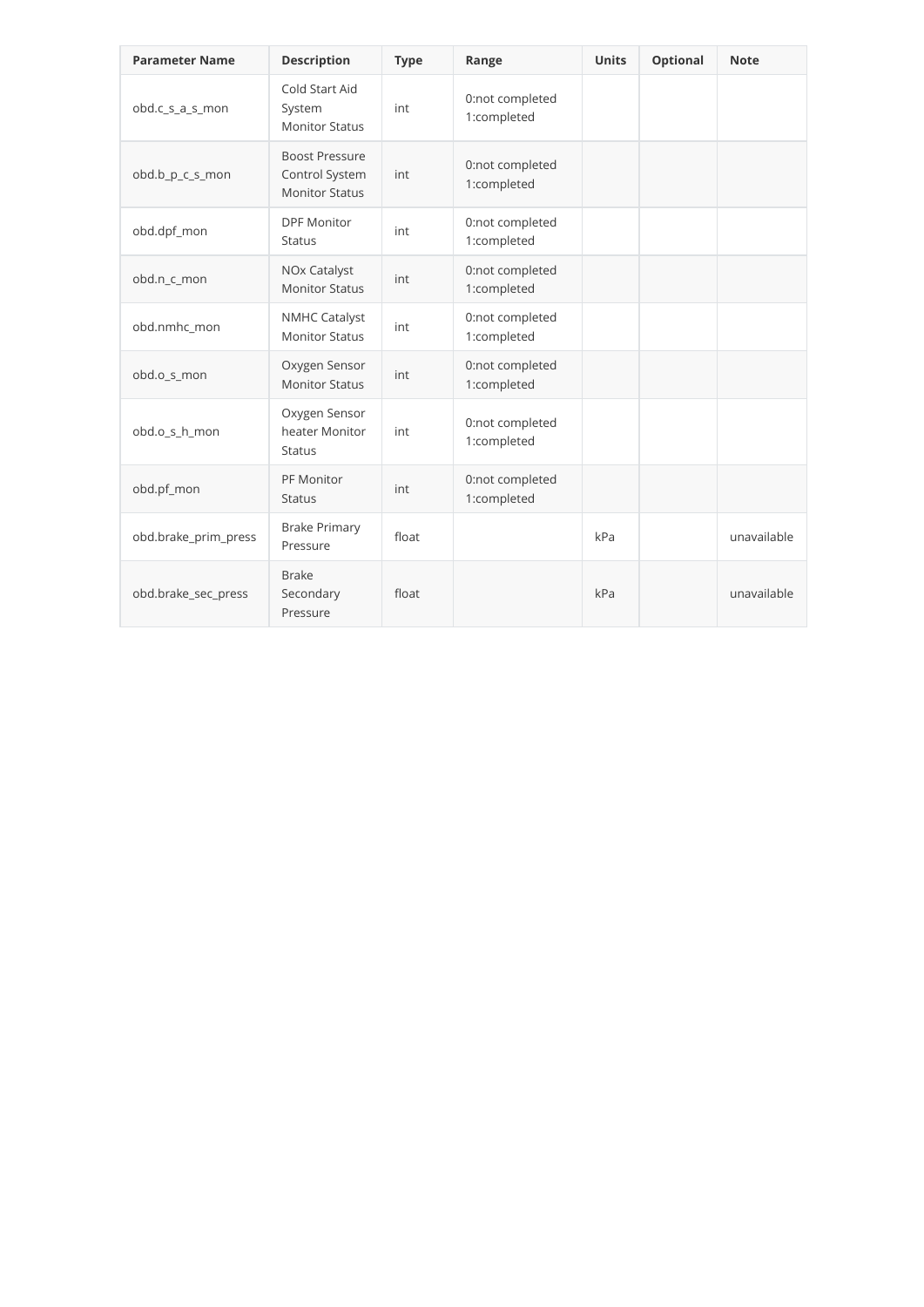| Parameter Name | Description | Type | Range | Units | Optional | Note |
| --- | --- | --- | --- | --- | --- | --- |
| obd.c_s_a_s_mon | Cold Start Aid System Monitor Status | int | 0:not completed 1:completed | | | |
| obd.b_p_c_s_mon | Boost Pressure Control System Monitor Status | int | 0:not completed 1:completed | | | |
| obd.dpf_mon | DPF Monitor Status | int | 0:not completed 1:completed | | | |
| obd.n_c_mon | NOx Catalyst Monitor Status | int | 0:not completed 1:completed | | | |
| obd.nmhc_mon | NMHC Catalyst Monitor Status | int | 0:not completed 1:completed | | | |
| obd.o_s_mon | Oxygen Sensor Monitor Status | int | 0:not completed 1:completed | | | |
| obd.o_s_h_mon | Oxygen Sensor heater Monitor Status | int | 0:not completed 1:completed | | | |
| obd.pf_mon | PF Monitor Status | int | 0:not completed 1:completed | | | |
| obd.brake_prim_press | Brake Primary Pressure | float | | kPa | | unavailable |
| obd.brake_sec_press | Brake Secondary Pressure | float | | kPa | | unavailable |